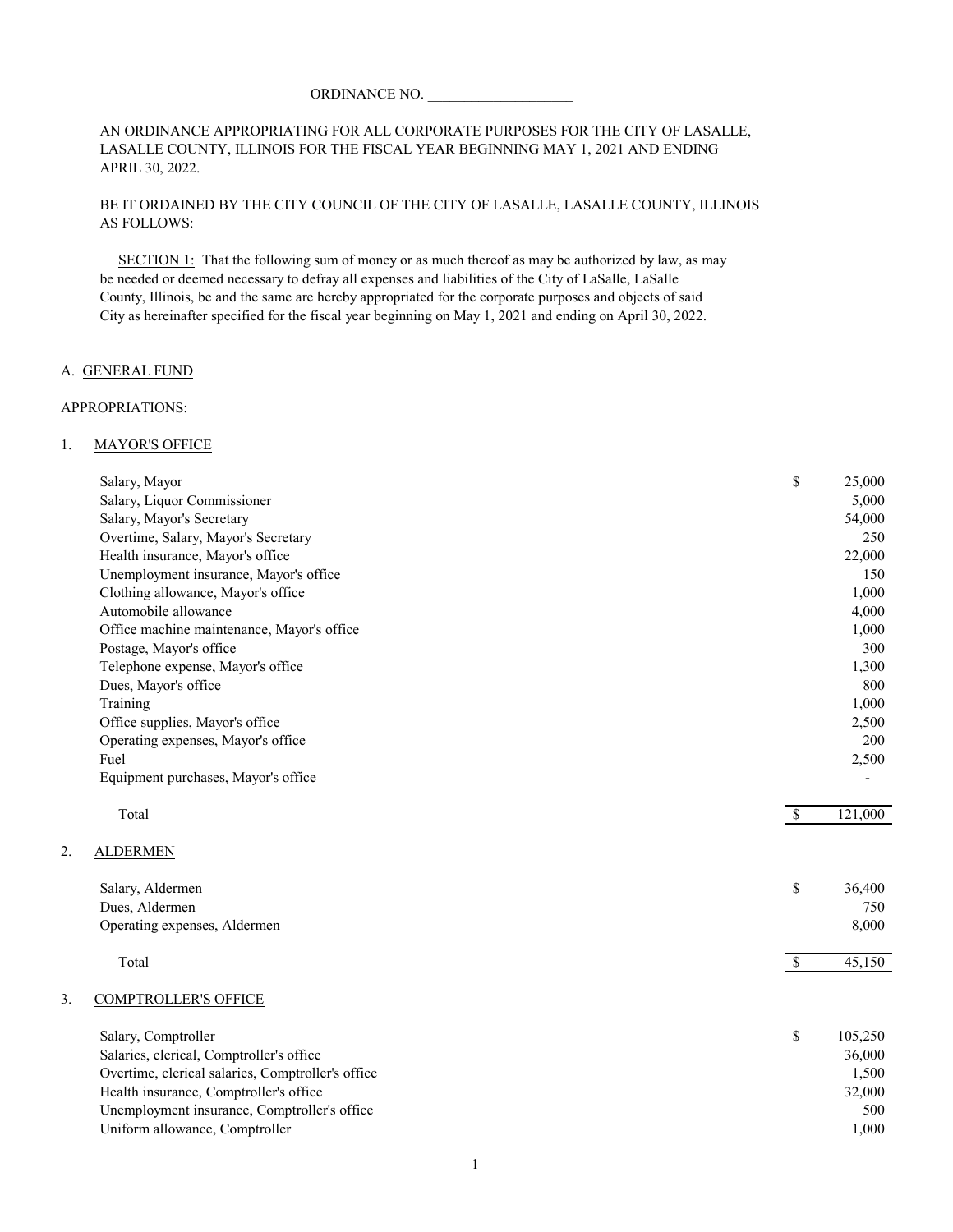ORDINANCE NO. ____________________

AN ORDINANCE APPROPRIATING FOR ALL CORPORATE PURPOSES FOR THE CITY OF LASALLE, LASALLE COUNTY, ILLINOIS FOR THE FISCAL YEAR BEGINNING MAY 1, 2021 AND ENDING APRIL 30, 2022.

BE IT ORDAINED BY THE CITY COUNCIL OF THE CITY OF LASALLE, LASALLE COUNTY, ILLINOIS AS FOLLOWS:

SECTION 1: That the following sum of money or as much thereof as may be authorized by law, as may be needed or deemed necessary to defray all expenses and liabilities of the City of LaSalle, LaSalle County, Illinois, be and the same are hereby appropriated for the corporate purposes and objects of said City as hereinafter specified for the fiscal year beginning on May 1, 2021 and ending on April 30, 2022.

A. GENERAL FUND

APPROPRIATIONS:

1. MAYOR'S OFFICE

| Item | | Amount |
|---|---|---|
| Salary, Mayor | $ | 25,000 |
| Salary, Liquor Commissioner | | 5,000 |
| Salary, Mayor's Secretary | | 54,000 |
| Overtime, Salary, Mayor's Secretary | | 250 |
| Health insurance, Mayor's office | | 22,000 |
| Unemployment insurance, Mayor's office | | 150 |
| Clothing allowance, Mayor's office | | 1,000 |
| Automobile allowance | | 4,000 |
| Office machine maintenance, Mayor's office | | 1,000 |
| Postage, Mayor's office | | 300 |
| Telephone expense, Mayor's office | | 1,300 |
| Dues, Mayor's office | | 800 |
| Training | | 1,000 |
| Office supplies, Mayor's office | | 2,500 |
| Operating expenses, Mayor's office | | 200 |
| Fuel | | 2,500 |
| Equipment purchases, Mayor's office | | - |
| Total | $ | 121,000 |

2. ALDERMEN

| Item | | Amount |
|---|---|---|
| Salary, Aldermen | $ | 36,400 |
| Dues, Aldermen | | 750 |
| Operating expenses, Aldermen | | 8,000 |
| Total | $ | 45,150 |

3. COMPTROLLER'S OFFICE

| Item | | Amount |
|---|---|---|
| Salary, Comptroller | $ | 105,250 |
| Salaries, clerical, Comptroller's office | | 36,000 |
| Overtime, clerical salaries, Comptroller's office | | 1,500 |
| Health insurance, Comptroller's office | | 32,000 |
| Unemployment insurance, Comptroller's office | | 500 |
| Uniform allowance, Comptroller | | 1,000 |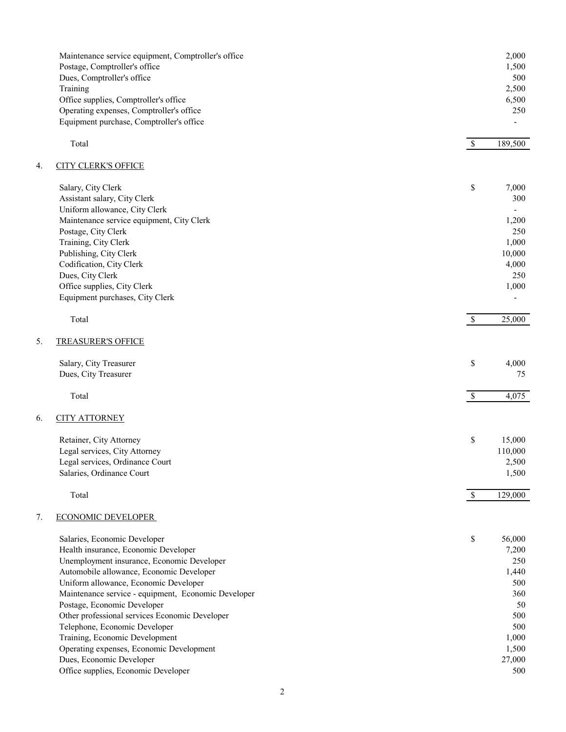| Item | | Amount |
|---|---|---|
| Maintenance service equipment, Comptroller's office | | 2,000 |
| Postage, Comptroller's office | | 1,500 |
| Dues, Comptroller's office | | 500 |
| Training | | 2,500 |
| Office supplies, Comptroller's office | | 6,500 |
| Operating expenses, Comptroller's office | | 250 |
| Equipment purchase, Comptroller's office | | - |
| Total | $ | 189,500 |

4. CITY CLERK'S OFFICE

| Item | | Amount |
|---|---|---|
| Salary, City Clerk | $ | 7,000 |
| Assistant salary, City Clerk | | 300 |
| Uniform allowance, City Clerk | | - |
| Maintenance service equipment, City Clerk | | 1,200 |
| Postage, City Clerk | | 250 |
| Training, City Clerk | | 1,000 |
| Publishing, City Clerk | | 10,000 |
| Codification, City Clerk | | 4,000 |
| Dues, City Clerk | | 250 |
| Office supplies, City Clerk | | 1,000 |
| Equipment purchases, City Clerk | | - |
| Total | $ | 25,000 |

5. TREASURER'S OFFICE

| Item | | Amount |
|---|---|---|
| Salary, City Treasurer | $ | 4,000 |
| Dues, City Treasurer | | 75 |
| Total | $ | 4,075 |

6. CITY ATTORNEY

| Item | | Amount |
|---|---|---|
| Retainer, City Attorney | $ | 15,000 |
| Legal services, City Attorney | | 110,000 |
| Legal services, Ordinance Court | | 2,500 |
| Salaries, Ordinance Court | | 1,500 |
| Total | $ | 129,000 |

7. ECONOMIC DEVELOPER

| Item | | Amount |
|---|---|---|
| Salaries, Economic Developer | $ | 56,000 |
| Health insurance, Economic Developer | | 7,200 |
| Unemployment insurance, Economic Developer | | 250 |
| Automobile allowance, Economic Developer | | 1,440 |
| Uniform allowance, Economic Developer | | 500 |
| Maintenance service - equipment, Economic Developer | | 360 |
| Postage, Economic Developer | | 50 |
| Other professional services Economic Developer | | 500 |
| Telephone, Economic Developer | | 500 |
| Training, Economic Development | | 1,000 |
| Operating expenses, Economic Development | | 1,500 |
| Dues, Economic Developer | | 27,000 |
| Office supplies, Economic Developer | | 500 |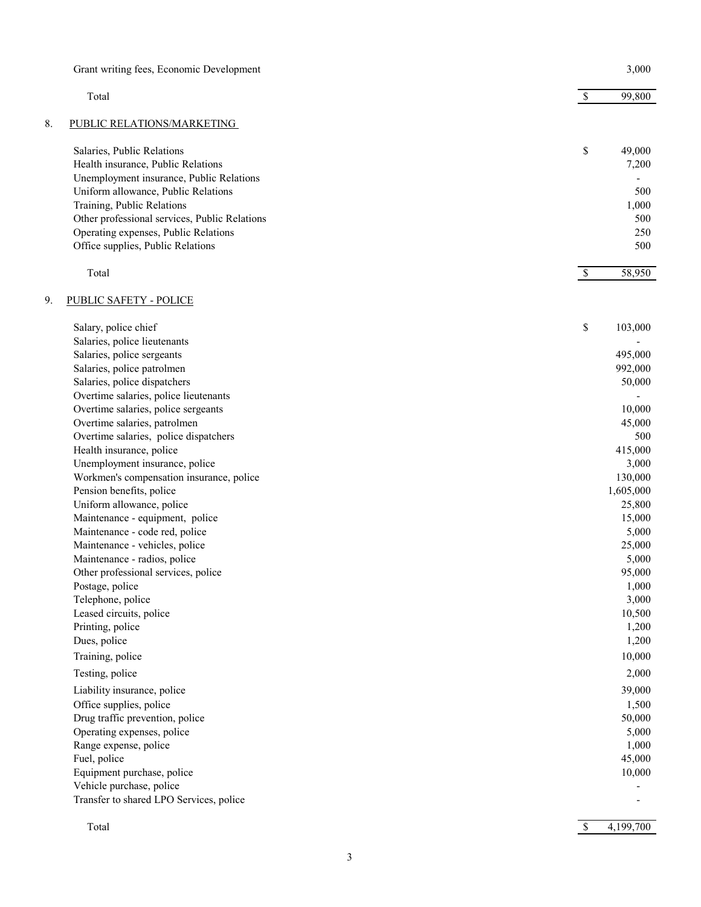| | | |
|---|---|---|
| Grant writing fees, Economic Development | | 3,000 |
| Total | $ | 99,800 |

8. PUBLIC RELATIONS/MARKETING

| | | |
|---|---|---|
| Salaries, Public Relations | $ | 49,000 |
| Health insurance, Public Relations | | 7,200 |
| Unemployment insurance, Public Relations | | - |
| Uniform allowance, Public Relations | | 500 |
| Training, Public Relations | | 1,000 |
| Other professional services, Public Relations | | 500 |
| Operating expenses, Public Relations | | 250 |
| Office supplies, Public Relations | | 500 |
| Total | $ | 58,950 |

9. PUBLIC SAFETY - POLICE

| | | |
|---|---|---|
| Salary, police chief | $ | 103,000 |
| Salaries, police lieutenants | | - |
| Salaries, police sergeants | | 495,000 |
| Salaries, police patrolmen | | 992,000 |
| Salaries, police dispatchers | | 50,000 |
| Overtime salaries, police lieutenants | | - |
| Overtime salaries, police sergeants | | 10,000 |
| Overtime salaries, patrolmen | | 45,000 |
| Overtime salaries, police dispatchers | | 500 |
| Health insurance, police | | 415,000 |
| Unemployment insurance, police | | 3,000 |
| Workmen's compensation insurance, police | | 130,000 |
| Pension benefits, police | | 1,605,000 |
| Uniform allowance, police | | 25,800 |
| Maintenance - equipment, police | | 15,000 |
| Maintenance - code red, police | | 5,000 |
| Maintenance - vehicles, police | | 25,000 |
| Maintenance - radios, police | | 5,000 |
| Other professional services, police | | 95,000 |
| Postage, police | | 1,000 |
| Telephone, police | | 3,000 |
| Leased circuits, police | | 10,500 |
| Printing, police | | 1,200 |
| Dues, police | | 1,200 |
| Training, police | | 10,000 |
| Testing, police | | 2,000 |
| Liability insurance, police | | 39,000 |
| Office supplies, police | | 1,500 |
| Drug traffic prevention, police | | 50,000 |
| Operating expenses, police | | 5,000 |
| Range expense, police | | 1,000 |
| Fuel, police | | 45,000 |
| Equipment purchase, police | | 10,000 |
| Vehicle purchase, police | | - |
| Transfer to shared LPO Services, police | | - |
| Total | $ | 4,199,700 |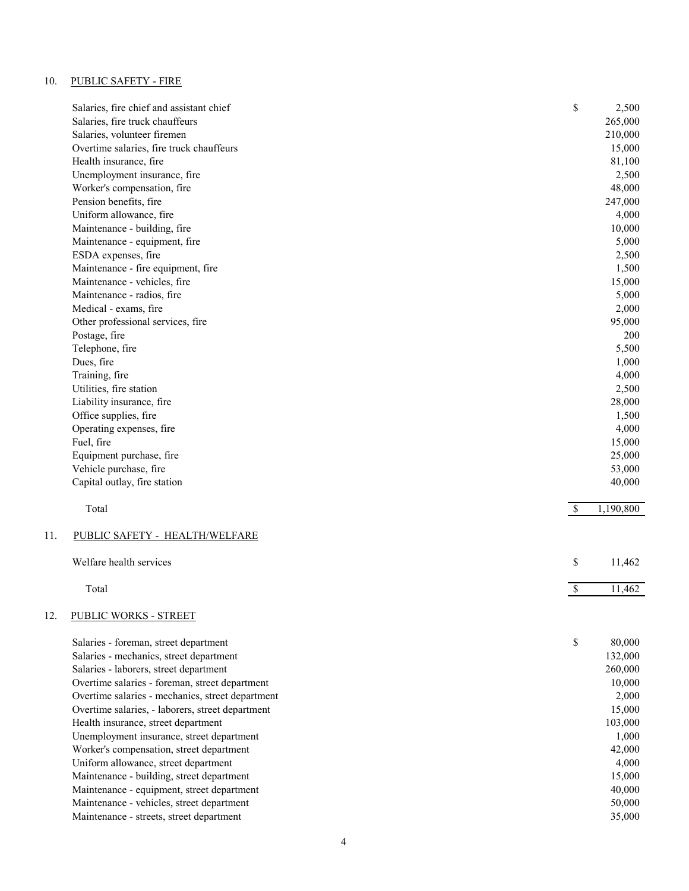## 10. PUBLIC SAFETY - FIRE

| Item | | Amount |
|---|---|---|
| Salaries, fire chief and assistant chief | $ | 2,500 |
| Salaries, fire truck chauffeurs | | 265,000 |
| Salaries, volunteer firemen | | 210,000 |
| Overtime salaries, fire truck chauffeurs | | 15,000 |
| Health insurance, fire | | 81,100 |
| Unemployment insurance, fire | | 2,500 |
| Worker's compensation, fire | | 48,000 |
| Pension benefits, fire | | 247,000 |
| Uniform allowance, fire | | 4,000 |
| Maintenance - building, fire | | 10,000 |
| Maintenance - equipment, fire | | 5,000 |
| ESDA expenses, fire | | 2,500 |
| Maintenance - fire equipment, fire | | 1,500 |
| Maintenance - vehicles, fire | | 15,000 |
| Maintenance - radios, fire | | 5,000 |
| Medical - exams, fire | | 2,000 |
| Other professional services, fire | | 95,000 |
| Postage, fire | | 200 |
| Telephone, fire | | 5,500 |
| Dues, fire | | 1,000 |
| Training, fire | | 4,000 |
| Utilities, fire station | | 2,500 |
| Liability insurance, fire | | 28,000 |
| Office supplies, fire | | 1,500 |
| Operating expenses, fire | | 4,000 |
| Fuel, fire | | 15,000 |
| Equipment purchase, fire | | 25,000 |
| Vehicle purchase, fire | | 53,000 |
| Capital outlay, fire station | | 40,000 |
| Total | $ | 1,190,800 |

## 11. PUBLIC SAFETY - HEALTH/WELFARE

| Item | | Amount |
|---|---|---|
| Welfare health services | $ | 11,462 |
| Total | $ | 11,462 |

## 12. PUBLIC WORKS - STREET

| Item | | Amount |
|---|---|---|
| Salaries - foreman, street department | $ | 80,000 |
| Salaries - mechanics, street department | | 132,000 |
| Salaries - laborers, street department | | 260,000 |
| Overtime salaries - foreman, street department | | 10,000 |
| Overtime salaries - mechanics, street department | | 2,000 |
| Overtime salaries, - laborers, street department | | 15,000 |
| Health insurance, street department | | 103,000 |
| Unemployment insurance, street department | | 1,000 |
| Worker's compensation, street department | | 42,000 |
| Uniform allowance, street department | | 4,000 |
| Maintenance - building, street department | | 15,000 |
| Maintenance - equipment, street department | | 40,000 |
| Maintenance - vehicles, street department | | 50,000 |
| Maintenance - streets, street department | | 35,000 |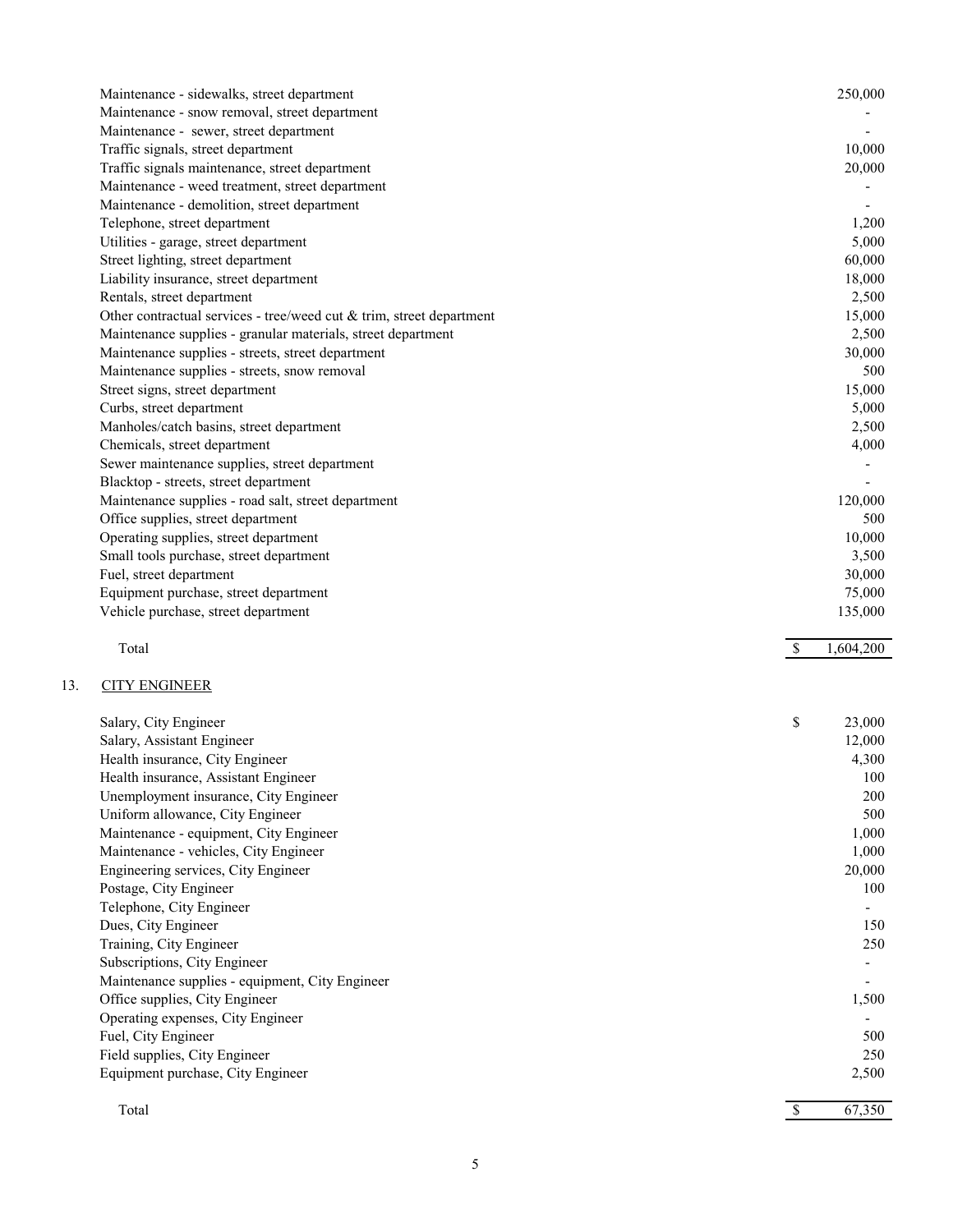| | |
|---|---|
| Maintenance - sidewalks, street department | 250,000 |
| Maintenance - snow removal, street department | - |
| Maintenance - sewer, street department | - |
| Traffic signals, street department | 10,000 |
| Traffic signals maintenance, street department | 20,000 |
| Maintenance - weed treatment, street department | - |
| Maintenance - demolition, street department | - |
| Telephone, street department | 1,200 |
| Utilities - garage, street department | 5,000 |
| Street lighting, street department | 60,000 |
| Liability insurance, street department | 18,000 |
| Rentals, street department | 2,500 |
| Other contractual services - tree/weed cut & trim, street department | 15,000 |
| Maintenance supplies - granular materials, street department | 2,500 |
| Maintenance supplies - streets, street department | 30,000 |
| Maintenance supplies - streets, snow removal | 500 |
| Street signs, street department | 15,000 |
| Curbs, street department | 5,000 |
| Manholes/catch basins, street department | 2,500 |
| Chemicals, street department | 4,000 |
| Sewer maintenance supplies, street department | - |
| Blacktop - streets, street department | - |
| Maintenance supplies - road salt, street department | 120,000 |
| Office supplies, street department | 500 |
| Operating supplies, street department | 10,000 |
| Small tools purchase, street department | 3,500 |
| Fuel, street department | 30,000 |
| Equipment purchase, street department | 75,000 |
| Vehicle purchase, street department | 135,000 |
| Total | $ 1,604,200 |

13. CITY ENGINEER

| | |
|---|---|
| Salary, City Engineer | $ 23,000 |
| Salary, Assistant Engineer | 12,000 |
| Health insurance, City Engineer | 4,300 |
| Health insurance, Assistant Engineer | 100 |
| Unemployment insurance, City Engineer | 200 |
| Uniform allowance, City Engineer | 500 |
| Maintenance - equipment, City Engineer | 1,000 |
| Maintenance - vehicles, City Engineer | 1,000 |
| Engineering services, City Engineer | 20,000 |
| Postage, City Engineer | 100 |
| Telephone, City Engineer | - |
| Dues, City Engineer | 150 |
| Training, City Engineer | 250 |
| Subscriptions, City Engineer | - |
| Maintenance supplies - equipment, City Engineer | - |
| Office supplies, City Engineer | 1,500 |
| Operating expenses, City Engineer | - |
| Fuel, City Engineer | 500 |
| Field supplies, City Engineer | 250 |
| Equipment purchase, City Engineer | 2,500 |
| Total | $ 67,350 |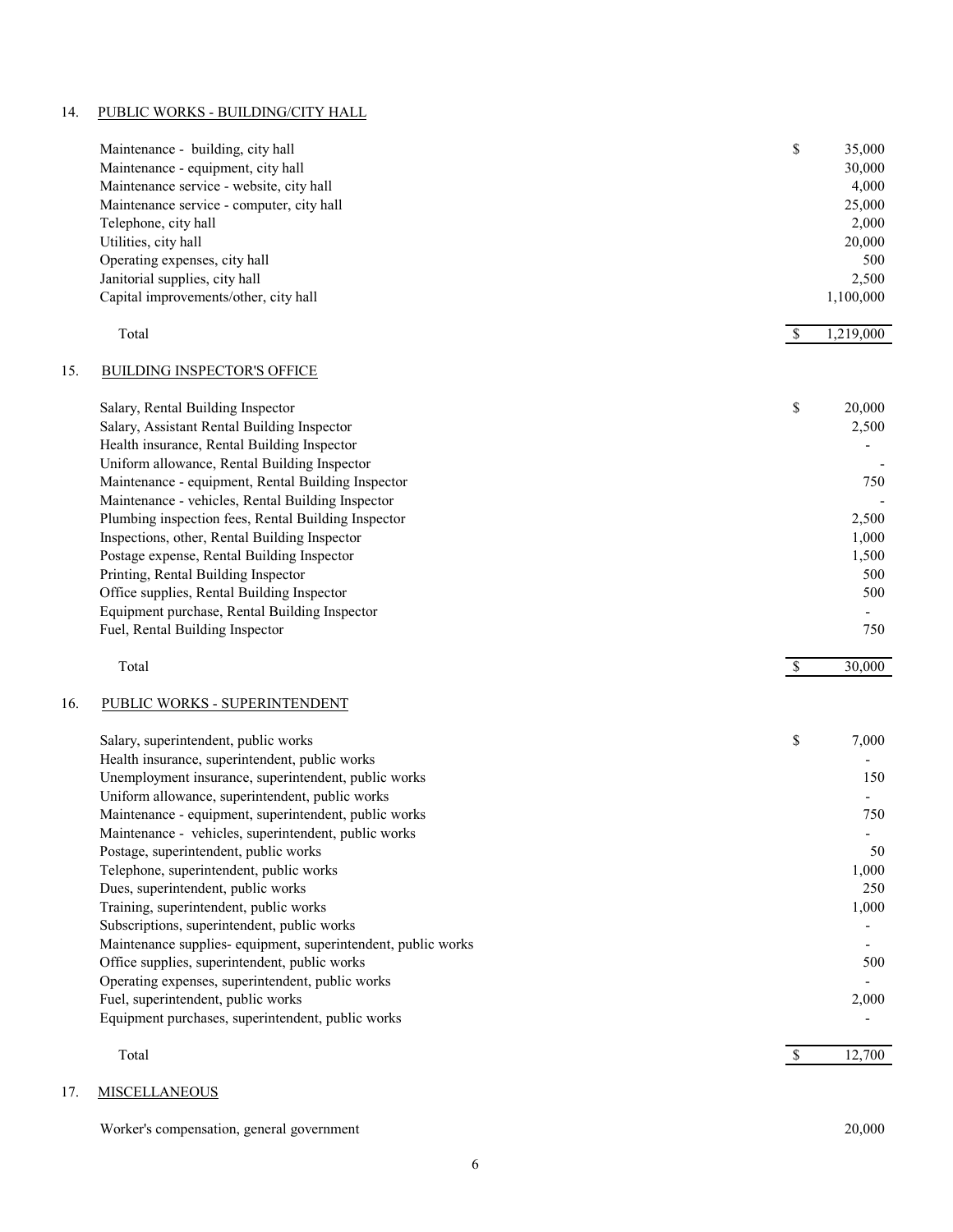## 14. PUBLIC WORKS - BUILDING/CITY HALL

| Item | | Amount |
|---|---|---|
| Maintenance - building, city hall | $ | 35,000 |
| Maintenance - equipment, city hall | | 30,000 |
| Maintenance service - website, city hall | | 4,000 |
| Maintenance service - computer, city hall | | 25,000 |
| Telephone, city hall | | 2,000 |
| Utilities, city hall | | 20,000 |
| Operating expenses, city hall | | 500 |
| Janitorial supplies, city hall | | 2,500 |
| Capital improvements/other, city hall | | 1,100,000 |
| Total | $ | 1,219,000 |

## 15. BUILDING INSPECTOR'S OFFICE

| Item | | Amount |
|---|---|---|
| Salary, Rental Building Inspector | $ | 20,000 |
| Salary, Assistant Rental Building Inspector | | 2,500 |
| Health insurance, Rental Building Inspector | | - |
| Uniform allowance, Rental Building Inspector | | - |
| Maintenance - equipment, Rental Building Inspector | | 750 |
| Maintenance - vehicles, Rental Building Inspector | | - |
| Plumbing inspection fees, Rental Building Inspector | | 2,500 |
| Inspections, other, Rental Building Inspector | | 1,000 |
| Postage expense, Rental Building Inspector | | 1,500 |
| Printing, Rental Building Inspector | | 500 |
| Office supplies, Rental Building Inspector | | 500 |
| Equipment purchase, Rental Building Inspector | | - |
| Fuel, Rental Building Inspector | | 750 |
| Total | $ | 30,000 |

## 16. PUBLIC WORKS - SUPERINTENDENT

| Item | | Amount |
|---|---|---|
| Salary, superintendent, public works | $ | 7,000 |
| Health insurance, superintendent, public works | | - |
| Unemployment insurance, superintendent, public works | | 150 |
| Uniform allowance, superintendent, public works | | - |
| Maintenance - equipment, superintendent, public works | | 750 |
| Maintenance - vehicles, superintendent, public works | | - |
| Postage, superintendent, public works | | 50 |
| Telephone, superintendent, public works | | 1,000 |
| Dues, superintendent, public works | | 250 |
| Training, superintendent, public works | | 1,000 |
| Subscriptions, superintendent, public works | | - |
| Maintenance supplies- equipment, superintendent, public works | | - |
| Office supplies, superintendent, public works | | 500 |
| Operating expenses, superintendent, public works | | - |
| Fuel, superintendent, public works | | 2,000 |
| Equipment purchases, superintendent, public works | | - |
| Total | $ | 12,700 |

## 17. MISCELLANEOUS

| Item | | Amount |
|---|---|---|
| Worker's compensation, general government | | 20,000 |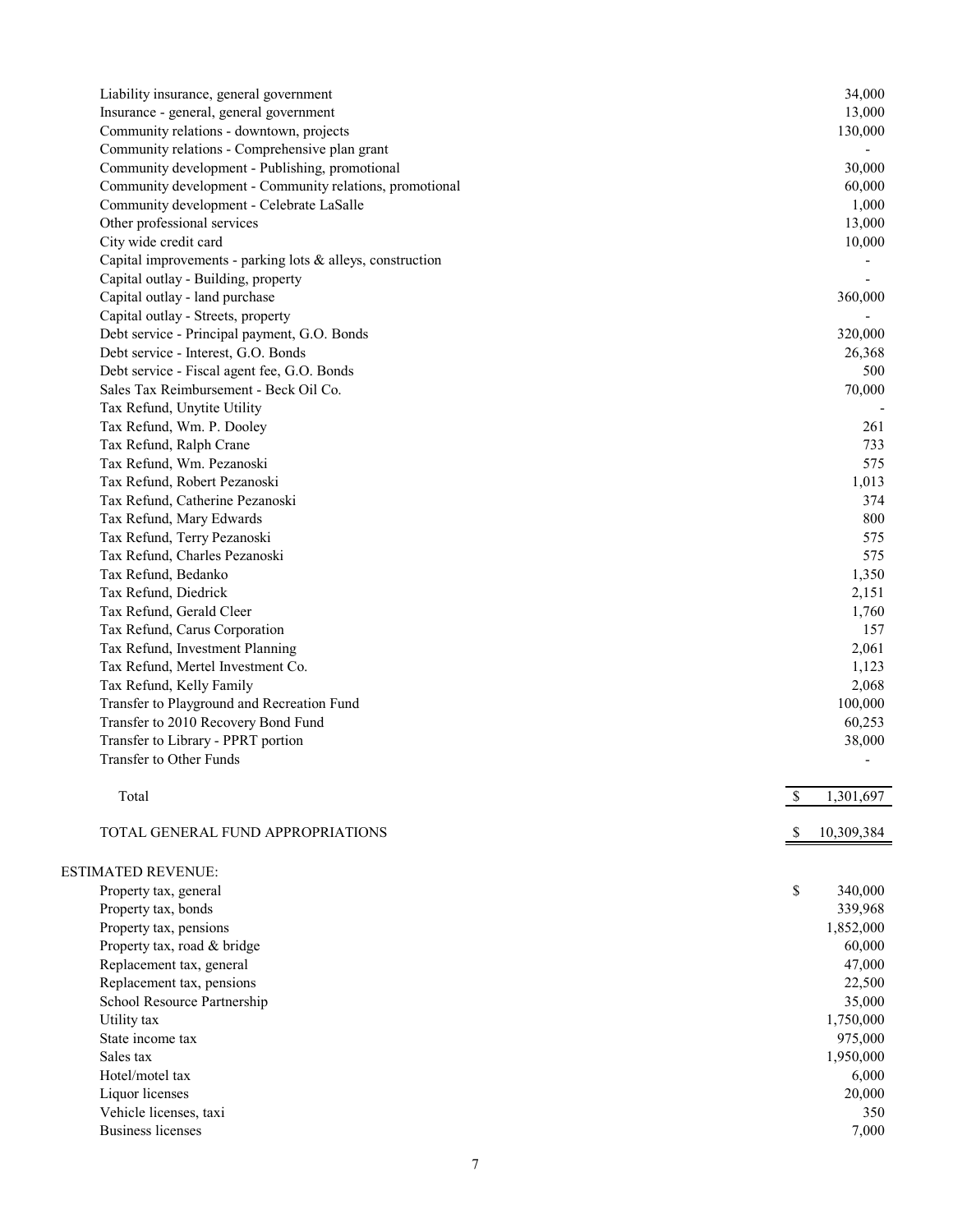| | |
|---|---|
| Liability insurance, general government | 34,000 |
| Insurance - general, general government | 13,000 |
| Community relations - downtown, projects | 130,000 |
| Community relations - Comprehensive plan grant | - |
| Community development - Publishing, promotional | 30,000 |
| Community development - Community relations, promotional | 60,000 |
| Community development - Celebrate LaSalle | 1,000 |
| Other professional services | 13,000 |
| City wide credit card | 10,000 |
| Capital improvements - parking lots & alleys, construction | - |
| Capital outlay - Building, property | - |
| Capital outlay - land purchase | 360,000 |
| Capital outlay - Streets, property | - |
| Debt service - Principal payment, G.O. Bonds | 320,000 |
| Debt service - Interest, G.O. Bonds | 26,368 |
| Debt service - Fiscal agent fee, G.O. Bonds | 500 |
| Sales Tax Reimbursement - Beck Oil Co. | 70,000 |
| Tax Refund, Unytite Utility | - |
| Tax Refund, Wm. P. Dooley | 261 |
| Tax Refund, Ralph Crane | 733 |
| Tax Refund, Wm. Pezanoski | 575 |
| Tax Refund, Robert Pezanoski | 1,013 |
| Tax Refund, Catherine Pezanoski | 374 |
| Tax Refund, Mary Edwards | 800 |
| Tax Refund, Terry Pezanoski | 575 |
| Tax Refund, Charles Pezanoski | 575 |
| Tax Refund, Bedanko | 1,350 |
| Tax Refund, Diedrick | 2,151 |
| Tax Refund, Gerald Cleer | 1,760 |
| Tax Refund, Carus Corporation | 157 |
| Tax Refund, Investment Planning | 2,061 |
| Tax Refund, Mertel Investment Co. | 1,123 |
| Tax Refund, Kelly Family | 2,068 |
| Transfer to Playground and Recreation Fund | 100,000 |
| Transfer to 2010 Recovery Bond Fund | 60,253 |
| Transfer to Library - PPRT portion | 38,000 |
| Transfer to Other Funds | - |
| Total | $ 1,301,697 |
| TOTAL GENERAL FUND APPROPRIATIONS | $ 10,309,384 |

ESTIMATED REVENUE:

| | |
|---|---|
| Property tax, general | $ 340,000 |
| Property tax, bonds | 339,968 |
| Property tax, pensions | 1,852,000 |
| Property tax, road & bridge | 60,000 |
| Replacement tax, general | 47,000 |
| Replacement tax, pensions | 22,500 |
| School Resource Partnership | 35,000 |
| Utility tax | 1,750,000 |
| State income tax | 975,000 |
| Sales tax | 1,950,000 |
| Hotel/motel tax | 6,000 |
| Liquor licenses | 20,000 |
| Vehicle licenses, taxi | 350 |
| Business licenses | 7,000 |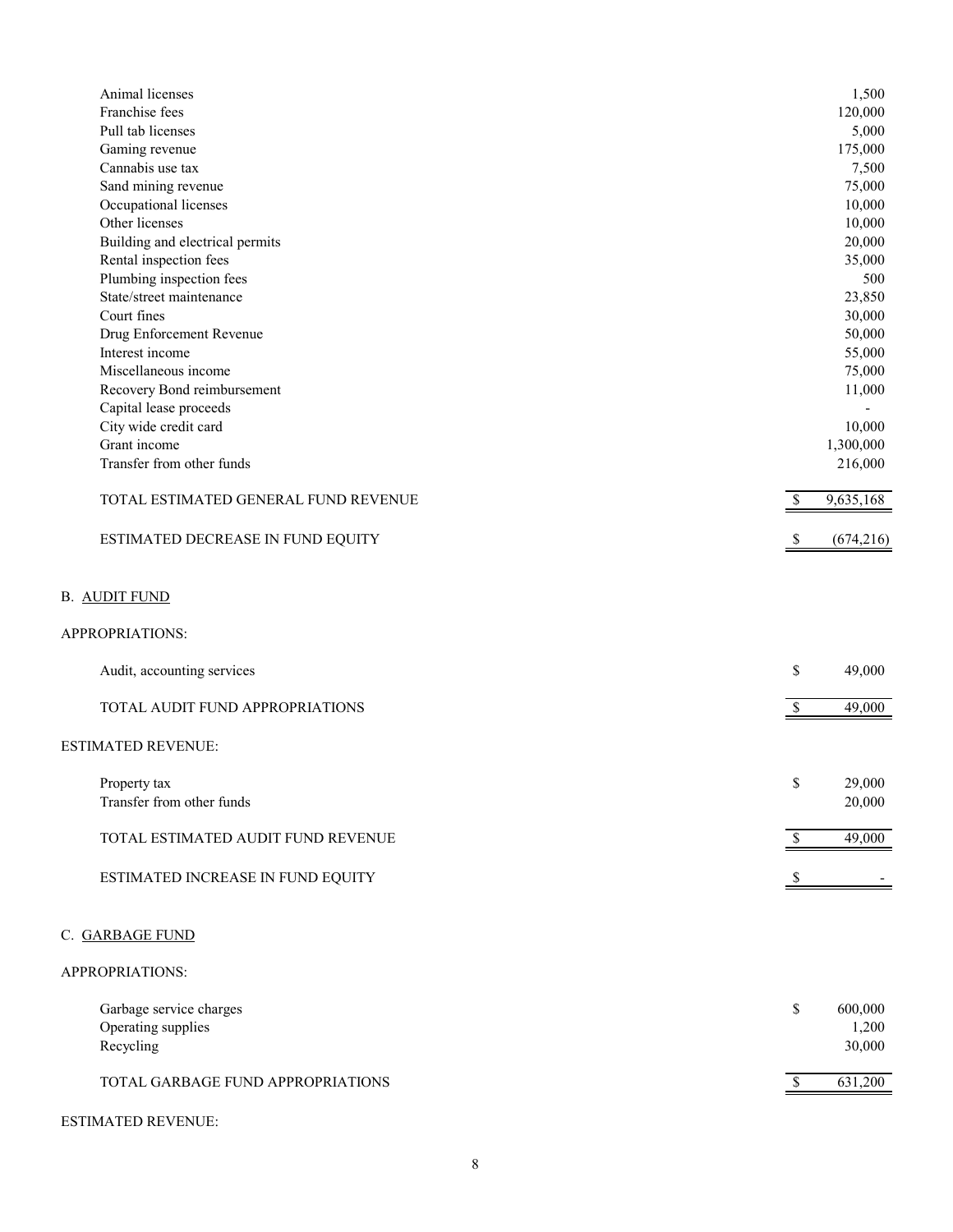| | |
|---|---|
| Animal licenses | 1,500 |
| Franchise fees | 120,000 |
| Pull tab licenses | 5,000 |
| Gaming revenue | 175,000 |
| Cannabis use tax | 7,500 |
| Sand mining revenue | 75,000 |
| Occupational licenses | 10,000 |
| Other licenses | 10,000 |
| Building and electrical permits | 20,000 |
| Rental inspection fees | 35,000 |
| Plumbing inspection fees | 500 |
| State/street maintenance | 23,850 |
| Court fines | 30,000 |
| Drug Enforcement Revenue | 50,000 |
| Interest income | 55,000 |
| Miscellaneous income | 75,000 |
| Recovery Bond reimbursement | 11,000 |
| Capital lease proceeds | - |
| City wide credit card | 10,000 |
| Grant income | 1,300,000 |
| Transfer from other funds | 216,000 |
| TOTAL ESTIMATED GENERAL FUND REVENUE | $ 9,635,168 |
| ESTIMATED DECREASE IN FUND EQUITY | $ (674,216) |

B. <u>AUDIT FUND</u>

APPROPRIATIONS:

| | |
|---|---|
| Audit, accounting services | $ 49,000 |
| TOTAL AUDIT FUND APPROPRIATIONS | $ 49,000 |

ESTIMATED REVENUE:

| | |
|---|---|
| Property tax | $ 29,000 |
| Transfer from other funds | 20,000 |
| TOTAL ESTIMATED AUDIT FUND REVENUE | $ 49,000 |
| ESTIMATED INCREASE IN FUND EQUITY | $ - |

C. <u>GARBAGE FUND</u>

APPROPRIATIONS:

| | |
|---|---|
| Garbage service charges | $ 600,000 |
| Operating supplies | 1,200 |
| Recycling | 30,000 |
| TOTAL GARBAGE FUND APPROPRIATIONS | $ 631,200 |

ESTIMATED REVENUE: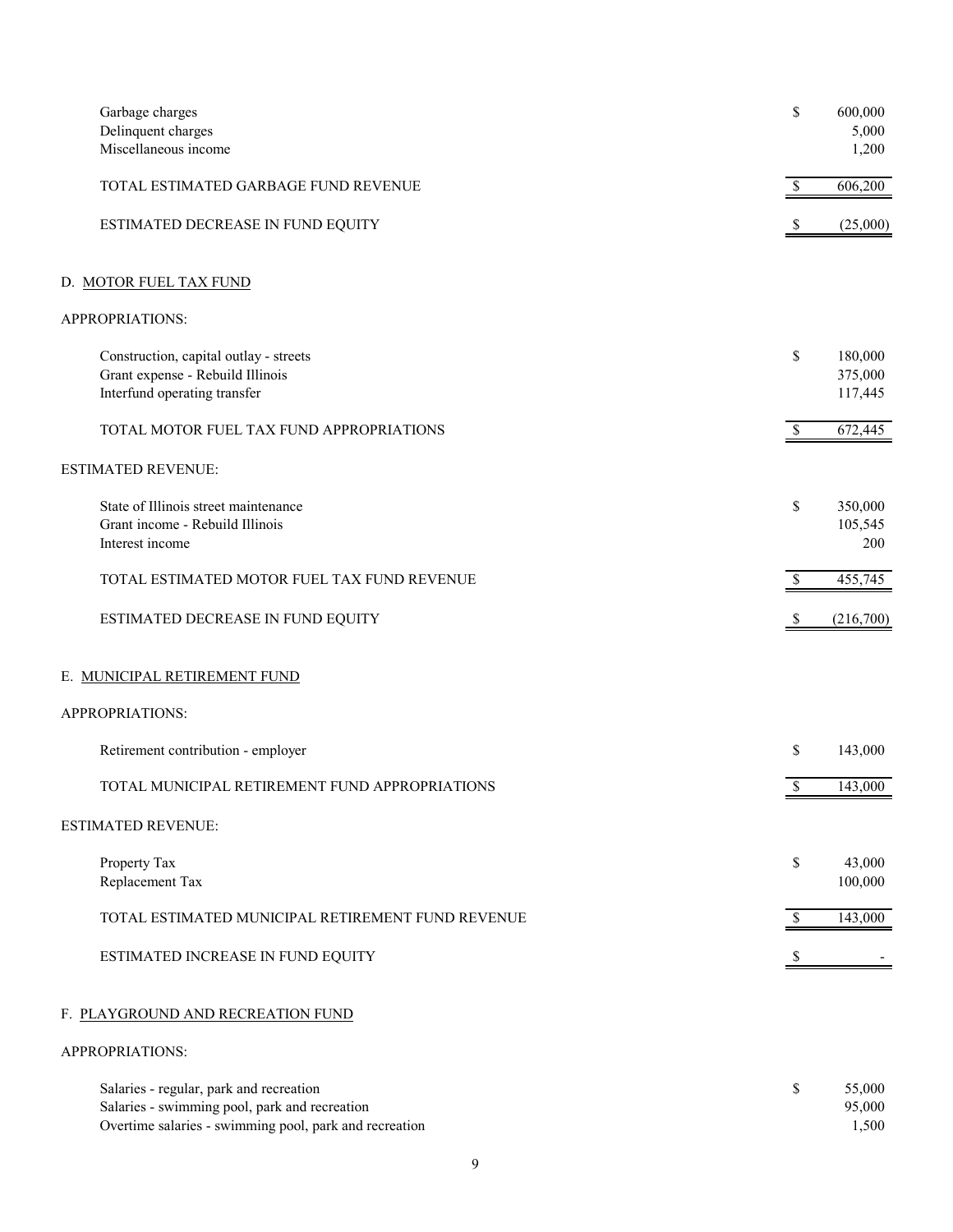| | | |
|---|---|---|
| Garbage charges | $ | 600,000 |
| Delinquent charges | | 5,000 |
| Miscellaneous income | | 1,200 |
| TOTAL ESTIMATED GARBAGE FUND REVENUE | $ | 606,200 |
| ESTIMATED DECREASE IN FUND EQUITY | $ | (25,000) |

D. <u>MOTOR FUEL TAX FUND</u>

APPROPRIATIONS:

| | | |
|---|---|---|
| Construction, capital outlay - streets | $ | 180,000 |
| Grant expense - Rebuild Illinois | | 375,000 |
| Interfund operating transfer | | 117,445 |
| TOTAL MOTOR FUEL TAX FUND APPROPRIATIONS | $ | 672,445 |

ESTIMATED REVENUE:

| | | |
|---|---|---|
| State of Illinois street maintenance | $ | 350,000 |
| Grant income - Rebuild Illinois | | 105,545 |
| Interest income | | 200 |
| TOTAL ESTIMATED MOTOR FUEL TAX FUND REVENUE | $ | 455,745 |
| ESTIMATED DECREASE IN FUND EQUITY | $ | (216,700) |

E. <u>MUNICIPAL RETIREMENT FUND</u>

APPROPRIATIONS:

| | | |
|---|---|---|
| Retirement contribution - employer | $ | 143,000 |
| TOTAL MUNICIPAL RETIREMENT FUND APPROPRIATIONS | $ | 143,000 |

ESTIMATED REVENUE:

| | | |
|---|---|---|
| Property Tax | $ | 43,000 |
| Replacement Tax | | 100,000 |
| TOTAL ESTIMATED MUNICIPAL RETIREMENT FUND REVENUE | $ | 143,000 |
| ESTIMATED INCREASE IN FUND EQUITY | $ | - |

F. <u>PLAYGROUND AND RECREATION FUND</u>

APPROPRIATIONS:

| | | |
|---|---|---|
| Salaries - regular, park and recreation | $ | 55,000 |
| Salaries - swimming pool, park and recreation | | 95,000 |
| Overtime salaries - swimming pool, park and recreation | | 1,500 |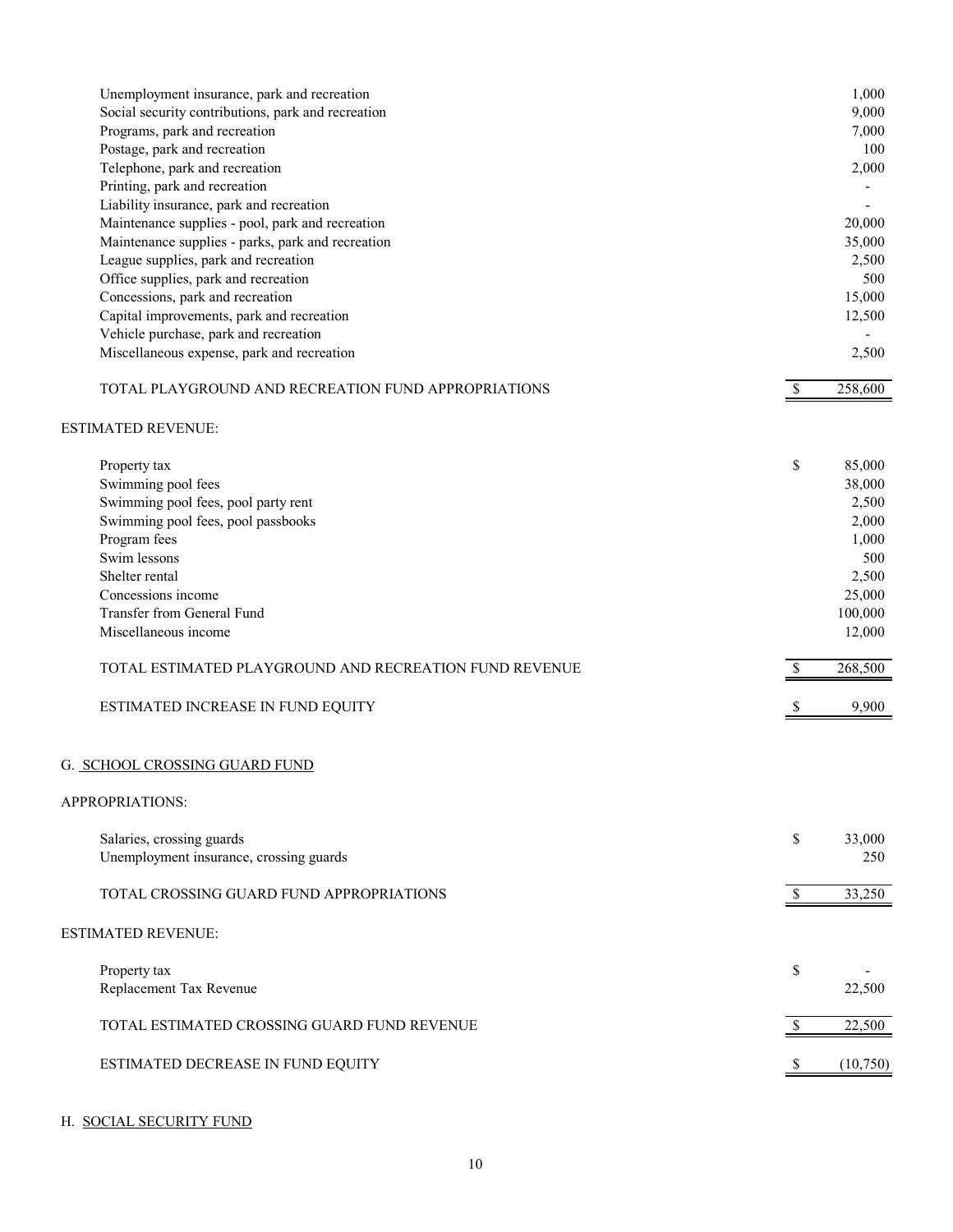| | |
|---|---|
| Unemployment insurance, park and recreation | 1,000 |
| Social security contributions, park and recreation | 9,000 |
| Programs, park and recreation | 7,000 |
| Postage, park and recreation | 100 |
| Telephone, park and recreation | 2,000 |
| Printing, park and recreation | - |
| Liability insurance, park and recreation | - |
| Maintenance supplies - pool, park and recreation | 20,000 |
| Maintenance supplies - parks, park and recreation | 35,000 |
| League supplies, park and recreation | 2,500 |
| Office supplies, park and recreation | 500 |
| Concessions, park and recreation | 15,000 |
| Capital improvements, park and recreation | 12,500 |
| Vehicle purchase, park and recreation | - |
| Miscellaneous expense, park and recreation | 2,500 |
| TOTAL PLAYGROUND AND RECREATION FUND APPROPRIATIONS | $ 258,600 |

ESTIMATED REVENUE:

| | |
|---|---|
| Property tax | $ 85,000 |
| Swimming pool fees | 38,000 |
| Swimming pool fees, pool party rent | 2,500 |
| Swimming pool fees, pool passbooks | 2,000 |
| Program fees | 1,000 |
| Swim lessons | 500 |
| Shelter rental | 2,500 |
| Concessions income | 25,000 |
| Transfer from General Fund | 100,000 |
| Miscellaneous income | 12,000 |
| TOTAL ESTIMATED PLAYGROUND AND RECREATION FUND REVENUE | $ 268,500 |
| ESTIMATED INCREASE IN FUND EQUITY | $ 9,900 |

G. <u>SCHOOL CROSSING GUARD FUND</u>

APPROPRIATIONS:

| | |
|---|---|
| Salaries, crossing guards | $ 33,000 |
| Unemployment insurance, crossing guards | 250 |
| TOTAL CROSSING GUARD FUND APPROPRIATIONS | $ 33,250 |

ESTIMATED REVENUE:

| | |
|---|---|
| Property tax | $ - |
| Replacement Tax Revenue | 22,500 |
| TOTAL ESTIMATED CROSSING GUARD FUND REVENUE | $ 22,500 |
| ESTIMATED DECREASE IN FUND EQUITY | $ (10,750) |

H. <u>SOCIAL SECURITY FUND</u>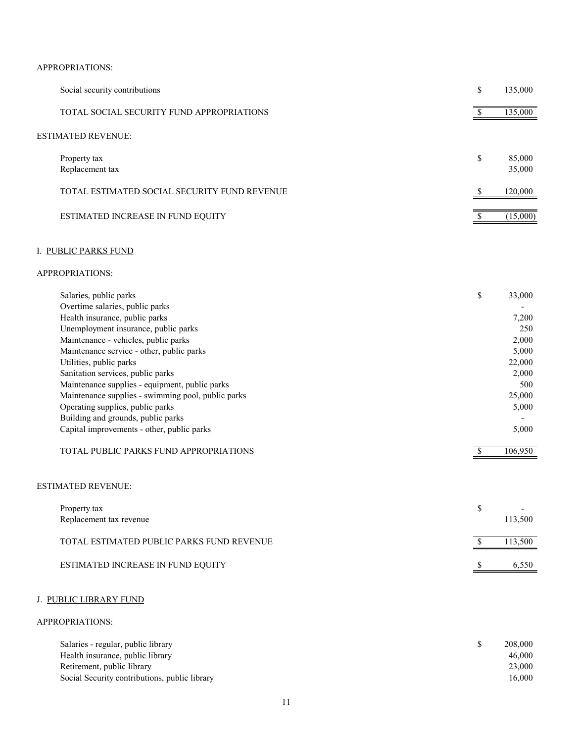APPROPRIATIONS:

| | | |
|---|---|---|
| Social security contributions | $ | 135,000 |
| TOTAL SOCIAL SECURITY FUND APPROPRIATIONS | $ | 135,000 |

ESTIMATED REVENUE:

| | | |
|---|---|---|
| Property tax | $ | 85,000 |
| Replacement tax | | 35,000 |
| TOTAL ESTIMATED SOCIAL SECURITY FUND REVENUE | $ | 120,000 |
| ESTIMATED INCREASE IN FUND EQUITY | $ | (15,000) |

## I. PUBLIC PARKS FUND

APPROPRIATIONS:

| | | |
|---|---|---|
| Salaries, public parks | $ | 33,000 |
| Overtime salaries, public parks | | - |
| Health insurance, public parks | | 7,200 |
| Unemployment insurance, public parks | | 250 |
| Maintenance - vehicles, public parks | | 2,000 |
| Maintenance service - other, public parks | | 5,000 |
| Utilities, public parks | | 22,000 |
| Sanitation services, public parks | | 2,000 |
| Maintenance supplies - equipment, public parks | | 500 |
| Maintenance supplies - swimming pool, public parks | | 25,000 |
| Operating supplies, public parks | | 5,000 |
| Building and grounds, public parks | | - |
| Capital improvements - other, public parks | | 5,000 |
| TOTAL PUBLIC PARKS FUND APPROPRIATIONS | $ | 106,950 |

ESTIMATED REVENUE:

| | | |
|---|---|---|
| Property tax | $ | - |
| Replacement tax revenue | | 113,500 |
| TOTAL ESTIMATED PUBLIC PARKS FUND REVENUE | $ | 113,500 |
| ESTIMATED INCREASE IN FUND EQUITY | $ | 6,550 |

## J. PUBLIC LIBRARY FUND

APPROPRIATIONS:

| | | |
|---|---|---|
| Salaries - regular, public library | $ | 208,000 |
| Health insurance, public library | | 46,000 |
| Retirement, public library | | 23,000 |
| Social Security contributions, public library | | 16,000 |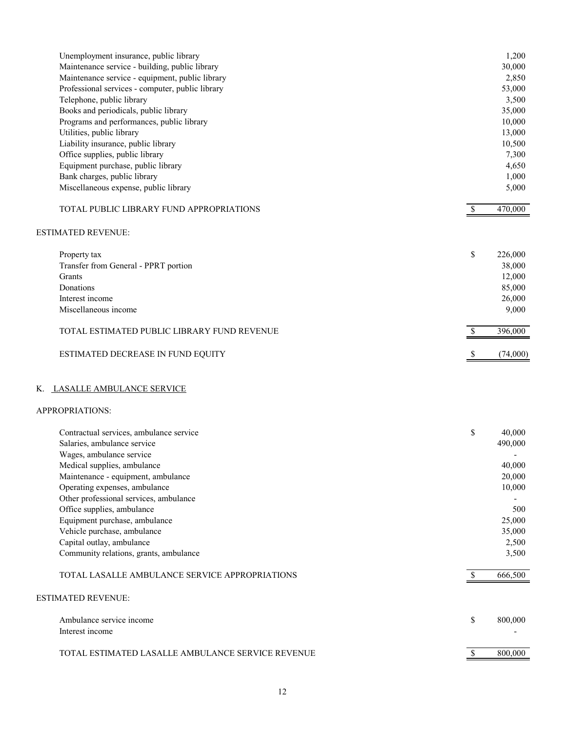| | |
|---|---|
| Unemployment insurance, public library | 1,200 |
| Maintenance service - building, public library | 30,000 |
| Maintenance service - equipment, public library | 2,850 |
| Professional services - computer, public library | 53,000 |
| Telephone, public library | 3,500 |
| Books and periodicals, public library | 35,000 |
| Programs and performances, public library | 10,000 |
| Utilities, public library | 13,000 |
| Liability insurance, public library | 10,500 |
| Office supplies, public library | 7,300 |
| Equipment purchase, public library | 4,650 |
| Bank charges, public library | 1,000 |
| Miscellaneous expense, public library | 5,000 |
| TOTAL PUBLIC LIBRARY FUND APPROPRIATIONS | $ 470,000 |

ESTIMATED REVENUE:

| | |
|---|---|
| Property tax | $ 226,000 |
| Transfer from General - PPRT portion | 38,000 |
| Grants | 12,000 |
| Donations | 85,000 |
| Interest income | 26,000 |
| Miscellaneous income | 9,000 |
| TOTAL ESTIMATED PUBLIC LIBRARY FUND REVENUE | $ 396,000 |
| ESTIMATED DECREASE IN FUND EQUITY | $ (74,000) |

K. LASALLE AMBULANCE SERVICE

APPROPRIATIONS:

| | |
|---|---|
| Contractual services, ambulance service | $ 40,000 |
| Salaries, ambulance service | 490,000 |
| Wages, ambulance service | - |
| Medical supplies, ambulance | 40,000 |
| Maintenance - equipment, ambulance | 20,000 |
| Operating expenses, ambulance | 10,000 |
| Other professional services, ambulance | - |
| Office supplies, ambulance | 500 |
| Equipment purchase, ambulance | 25,000 |
| Vehicle purchase, ambulance | 35,000 |
| Capital outlay, ambulance | 2,500 |
| Community relations, grants, ambulance | 3,500 |
| TOTAL LASALLE AMBULANCE SERVICE APPROPRIATIONS | $ 666,500 |

ESTIMATED REVENUE:

| | |
|---|---|
| Ambulance service income | $ 800,000 |
| Interest income | - |
| TOTAL ESTIMATED LASALLE AMBULANCE SERVICE REVENUE | $ 800,000 |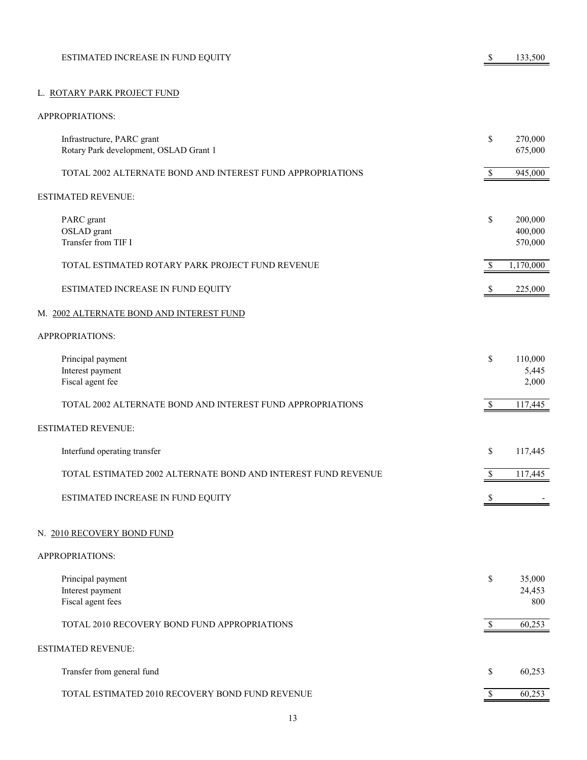| | | |
|---|---|---|
| ESTIMATED INCREASE IN FUND EQUITY | $ | 133,500 |

## L. ROTARY PARK PROJECT FUND

| APPROPRIATIONS: | | |
|---|---|---|
| Infrastructure, PARC grant | $ | 270,000 |
| Rotary Park development, OSLAD Grant 1 | | 675,000 |
| TOTAL 2002 ALTERNATE BOND AND INTEREST FUND APPROPRIATIONS | $ | 945,000 |
| **ESTIMATED REVENUE:** | | |
| PARC grant | $ | 200,000 |
| OSLAD grant | | 400,000 |
| Transfer from TIF I | | 570,000 |
| TOTAL ESTIMATED ROTARY PARK PROJECT FUND REVENUE | $ | 1,170,000 |
| ESTIMATED INCREASE IN FUND EQUITY | $ | 225,000 |

## M. 2002 ALTERNATE BOND AND INTEREST FUND

| APPROPRIATIONS: | | |
|---|---|---|
| Principal payment | $ | 110,000 |
| Interest payment | | 5,445 |
| Fiscal agent fee | | 2,000 |
| TOTAL 2002 ALTERNATE BOND AND INTEREST FUND APPROPRIATIONS | $ | 117,445 |
| **ESTIMATED REVENUE:** | | |
| Interfund operating transfer | $ | 117,445 |
| TOTAL ESTIMATED 2002 ALTERNATE BOND AND INTEREST FUND REVENUE | $ | 117,445 |
| ESTIMATED INCREASE IN FUND EQUITY | $ | - |

## N. 2010 RECOVERY BOND FUND

| APPROPRIATIONS: | | |
|---|---|---|
| Principal payment | $ | 35,000 |
| Interest payment | | 24,453 |
| Fiscal agent fees | | 800 |
| TOTAL 2010 RECOVERY BOND FUND APPROPRIATIONS | $ | 60,253 |
| **ESTIMATED REVENUE:** | | |
| Transfer from general fund | $ | 60,253 |
| TOTAL ESTIMATED 2010 RECOVERY BOND FUND REVENUE | $ | 60,253 |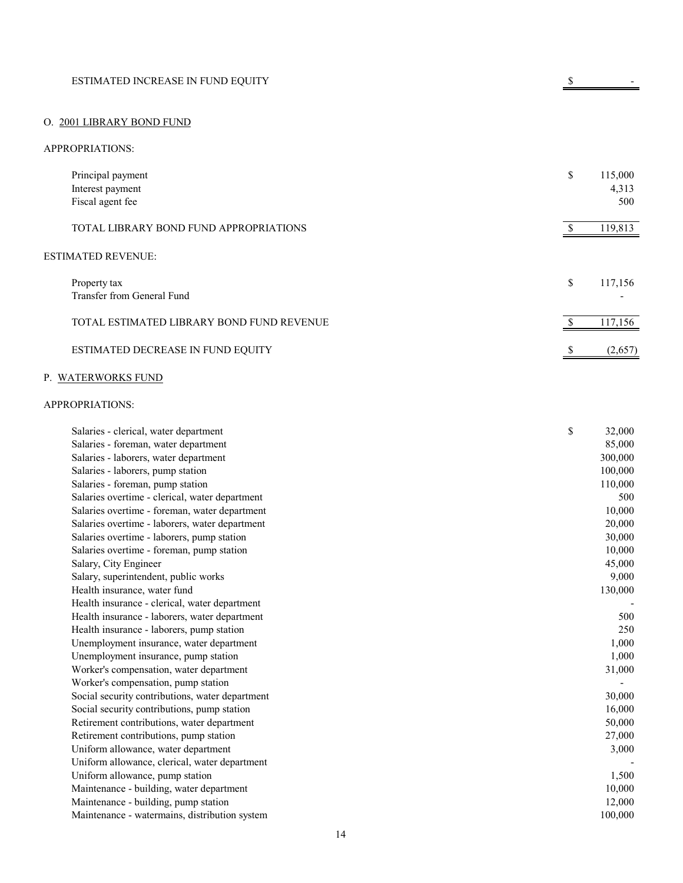| | |
|---|---|
| ESTIMATED INCREASE IN FUND EQUITY | $ - |

O. <u>2001 LIBRARY BOND FUND</u>

APPROPRIATIONS:

| | |
|---|---|
| Principal payment | $ 115,000 |
| Interest payment | 4,313 |
| Fiscal agent fee | 500 |
| TOTAL LIBRARY BOND FUND APPROPRIATIONS | $ 119,813 |

ESTIMATED REVENUE:

| | |
|---|---|
| Property tax | $ 117,156 |
| Transfer from General Fund | - |
| TOTAL ESTIMATED LIBRARY BOND FUND REVENUE | $ 117,156 |
| ESTIMATED DECREASE IN FUND EQUITY | $ (2,657) |

P. <u>WATERWORKS FUND</u>

APPROPRIATIONS:

| | |
|---|---|
| Salaries - clerical, water department | $ 32,000 |
| Salaries - foreman, water department | 85,000 |
| Salaries - laborers, water department | 300,000 |
| Salaries - laborers, pump station | 100,000 |
| Salaries - foreman, pump station | 110,000 |
| Salaries overtime - clerical, water department | 500 |
| Salaries overtime - foreman, water department | 10,000 |
| Salaries overtime - laborers, water department | 20,000 |
| Salaries overtime - laborers, pump station | 30,000 |
| Salaries overtime - foreman, pump station | 10,000 |
| Salary, City Engineer | 45,000 |
| Salary, superintendent, public works | 9,000 |
| Health insurance, water fund | 130,000 |
| Health insurance - clerical, water department | - |
| Health insurance - laborers, water department | 500 |
| Health insurance - laborers, pump station | 250 |
| Unemployment insurance, water department | 1,000 |
| Unemployment insurance, pump station | 1,000 |
| Worker's compensation, water department | 31,000 |
| Worker's compensation, pump station | - |
| Social security contributions, water department | 30,000 |
| Social security contributions, pump station | 16,000 |
| Retirement contributions, water department | 50,000 |
| Retirement contributions, pump station | 27,000 |
| Uniform allowance, water department | 3,000 |
| Uniform allowance, clerical, water department | - |
| Uniform allowance, pump station | 1,500 |
| Maintenance - building, water department | 10,000 |
| Maintenance - building, pump station | 12,000 |
| Maintenance - watermains, distribution system | 100,000 |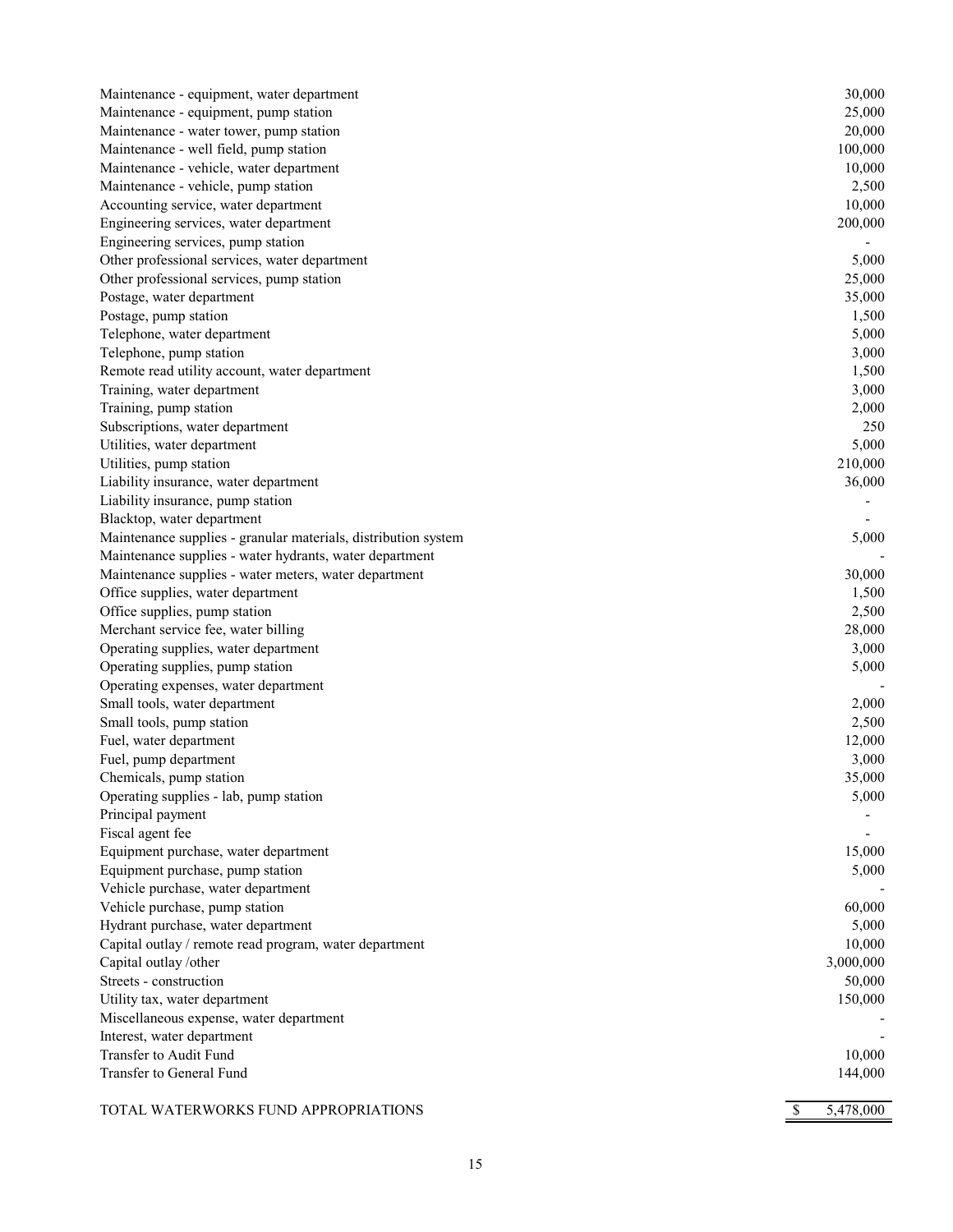| | |
|---|---|
| Maintenance - equipment, water department | 30,000 |
| Maintenance - equipment, pump station | 25,000 |
| Maintenance - water tower, pump station | 20,000 |
| Maintenance - well field, pump station | 100,000 |
| Maintenance - vehicle, water department | 10,000 |
| Maintenance - vehicle, pump station | 2,500 |
| Accounting service, water department | 10,000 |
| Engineering services, water department | 200,000 |
| Engineering services, pump station | - |
| Other professional services, water department | 5,000 |
| Other professional services, pump station | 25,000 |
| Postage, water department | 35,000 |
| Postage, pump station | 1,500 |
| Telephone, water department | 5,000 |
| Telephone, pump station | 3,000 |
| Remote read utility account, water department | 1,500 |
| Training, water department | 3,000 |
| Training, pump station | 2,000 |
| Subscriptions, water department | 250 |
| Utilities, water department | 5,000 |
| Utilities, pump station | 210,000 |
| Liability insurance, water department | 36,000 |
| Liability insurance, pump station | - |
| Blacktop, water department | - |
| Maintenance supplies - granular materials, distribution system | 5,000 |
| Maintenance supplies - water hydrants, water department | - |
| Maintenance supplies - water meters, water department | 30,000 |
| Office supplies, water department | 1,500 |
| Office supplies, pump station | 2,500 |
| Merchant service fee, water billing | 28,000 |
| Operating supplies, water department | 3,000 |
| Operating supplies, pump station | 5,000 |
| Operating expenses, water department | - |
| Small tools, water department | 2,000 |
| Small tools, pump station | 2,500 |
| Fuel, water department | 12,000 |
| Fuel, pump department | 3,000 |
| Chemicals, pump station | 35,000 |
| Operating supplies - lab, pump station | 5,000 |
| Principal payment | - |
| Fiscal agent fee | - |
| Equipment purchase, water department | 15,000 |
| Equipment purchase, pump station | 5,000 |
| Vehicle purchase, water department | - |
| Vehicle purchase, pump station | 60,000 |
| Hydrant purchase, water department | 5,000 |
| Capital outlay / remote read program, water department | 10,000 |
| Capital outlay /other | 3,000,000 |
| Streets - construction | 50,000 |
| Utility tax, water department | 150,000 |
| Miscellaneous expense, water department | - |
| Interest, water department | - |
| Transfer to Audit Fund | 10,000 |
| Transfer to General Fund | 144,000 |
| TOTAL WATERWORKS FUND APPROPRIATIONS | $ 5,478,000 |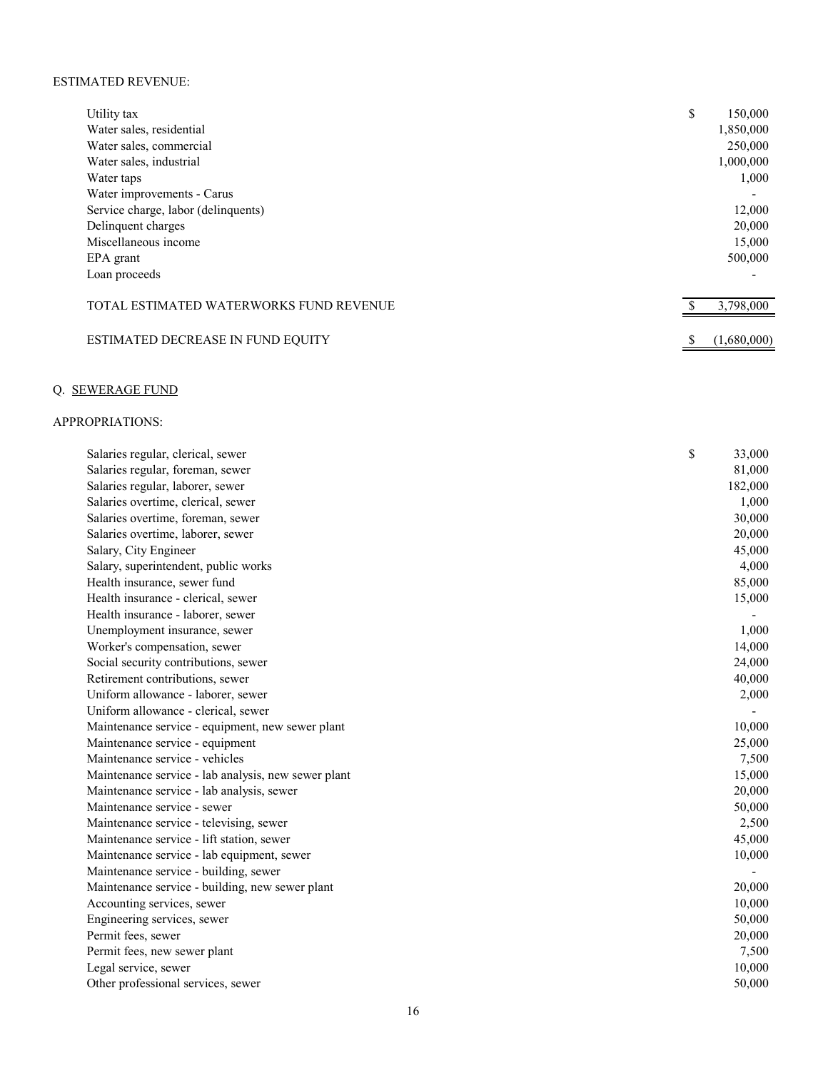ESTIMATED REVENUE:

| | |
|---|---|
| Utility tax | $ 150,000 |
| Water sales, residential | 1,850,000 |
| Water sales, commercial | 250,000 |
| Water sales, industrial | 1,000,000 |
| Water taps | 1,000 |
| Water improvements - Carus | - |
| Service charge, labor (delinquents) | 12,000 |
| Delinquent charges | 20,000 |
| Miscellaneous income | 15,000 |
| EPA grant | 500,000 |
| Loan proceeds | - |
| TOTAL ESTIMATED WATERWORKS FUND REVENUE | $ 3,798,000 |
| ESTIMATED DECREASE IN FUND EQUITY | $ (1,680,000) |

Q. SEWERAGE FUND

APPROPRIATIONS:

| | |
|---|---|
| Salaries regular, clerical, sewer | $ 33,000 |
| Salaries regular, foreman, sewer | 81,000 |
| Salaries regular, laborer, sewer | 182,000 |
| Salaries overtime, clerical, sewer | 1,000 |
| Salaries overtime, foreman, sewer | 30,000 |
| Salaries overtime, laborer, sewer | 20,000 |
| Salary, City Engineer | 45,000 |
| Salary, superintendent, public works | 4,000 |
| Health insurance, sewer fund | 85,000 |
| Health insurance - clerical, sewer | 15,000 |
| Health insurance - laborer, sewer | - |
| Unemployment insurance, sewer | 1,000 |
| Worker's compensation, sewer | 14,000 |
| Social security contributions, sewer | 24,000 |
| Retirement contributions, sewer | 40,000 |
| Uniform allowance - laborer, sewer | 2,000 |
| Uniform allowance - clerical, sewer | - |
| Maintenance service - equipment, new sewer plant | 10,000 |
| Maintenance service - equipment | 25,000 |
| Maintenance service - vehicles | 7,500 |
| Maintenance service - lab analysis, new sewer plant | 15,000 |
| Maintenance service - lab analysis, sewer | 20,000 |
| Maintenance service - sewer | 50,000 |
| Maintenance service - televising, sewer | 2,500 |
| Maintenance service - lift station, sewer | 45,000 |
| Maintenance service - lab equipment, sewer | 10,000 |
| Maintenance service - building, sewer | - |
| Maintenance service - building, new sewer plant | 20,000 |
| Accounting services, sewer | 10,000 |
| Engineering services, sewer | 50,000 |
| Permit fees, sewer | 20,000 |
| Permit fees, new sewer plant | 7,500 |
| Legal service, sewer | 10,000 |
| Other professional services, sewer | 50,000 |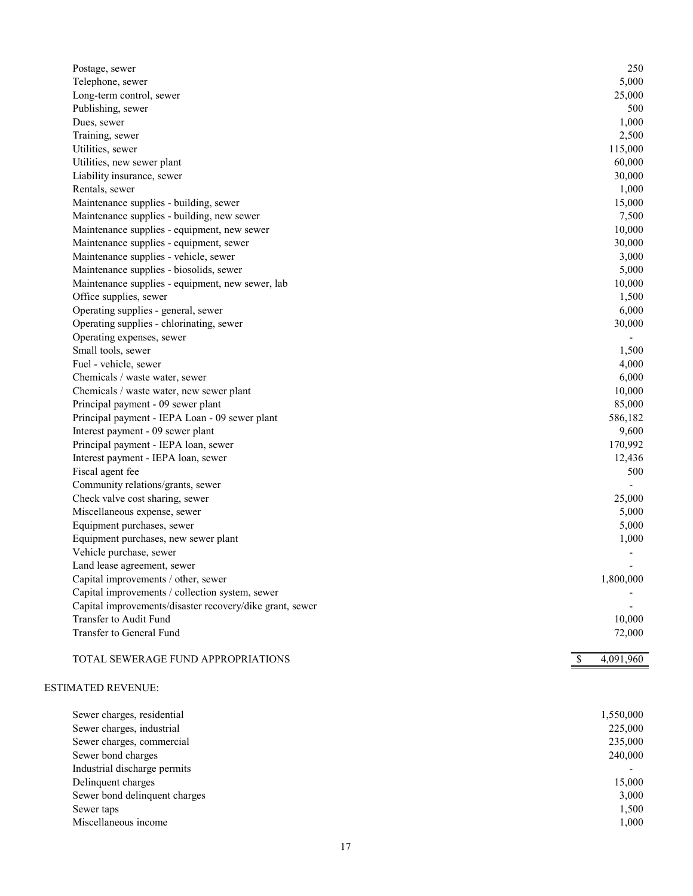| | |
|---|---|
| Postage, sewer | 250 |
| Telephone, sewer | 5,000 |
| Long-term control, sewer | 25,000 |
| Publishing, sewer | 500 |
| Dues, sewer | 1,000 |
| Training, sewer | 2,500 |
| Utilities, sewer | 115,000 |
| Utilities, new sewer plant | 60,000 |
| Liability insurance, sewer | 30,000 |
| Rentals, sewer | 1,000 |
| Maintenance supplies - building, sewer | 15,000 |
| Maintenance supplies - building, new sewer | 7,500 |
| Maintenance supplies - equipment, new sewer | 10,000 |
| Maintenance supplies - equipment, sewer | 30,000 |
| Maintenance supplies - vehicle, sewer | 3,000 |
| Maintenance supplies - biosolids, sewer | 5,000 |
| Maintenance supplies - equipment, new sewer, lab | 10,000 |
| Office supplies, sewer | 1,500 |
| Operating supplies - general, sewer | 6,000 |
| Operating supplies - chlorinating, sewer | 30,000 |
| Operating expenses, sewer | - |
| Small tools, sewer | 1,500 |
| Fuel - vehicle, sewer | 4,000 |
| Chemicals / waste water, sewer | 6,000 |
| Chemicals / waste water, new sewer plant | 10,000 |
| Principal payment - 09 sewer plant | 85,000 |
| Principal payment - IEPA Loan - 09 sewer plant | 586,182 |
| Interest payment - 09 sewer plant | 9,600 |
| Principal payment - IEPA loan, sewer | 170,992 |
| Interest payment - IEPA loan, sewer | 12,436 |
| Fiscal agent fee | 500 |
| Community relations/grants, sewer | - |
| Check valve cost sharing, sewer | 25,000 |
| Miscellaneous expense, sewer | 5,000 |
| Equipment purchases, sewer | 5,000 |
| Equipment purchases, new sewer plant | 1,000 |
| Vehicle purchase, sewer | - |
| Land lease agreement, sewer | - |
| Capital improvements / other, sewer | 1,800,000 |
| Capital improvements / collection system, sewer | - |
| Capital improvements/disaster recovery/dike grant, sewer | - |
| Transfer to Audit Fund | 10,000 |
| Transfer to General Fund | 72,000 |
| | |
| TOTAL SEWERAGE FUND APPROPRIATIONS | $ 4,091,960 |

ESTIMATED REVENUE:

| | |
|---|---|
| Sewer charges, residential | 1,550,000 |
| Sewer charges, industrial | 225,000 |
| Sewer charges, commercial | 235,000 |
| Sewer bond charges | 240,000 |
| Industrial discharge permits | - |
| Delinquent charges | 15,000 |
| Sewer bond delinquent charges | 3,000 |
| Sewer taps | 1,500 |
| Miscellaneous income | 1,000 |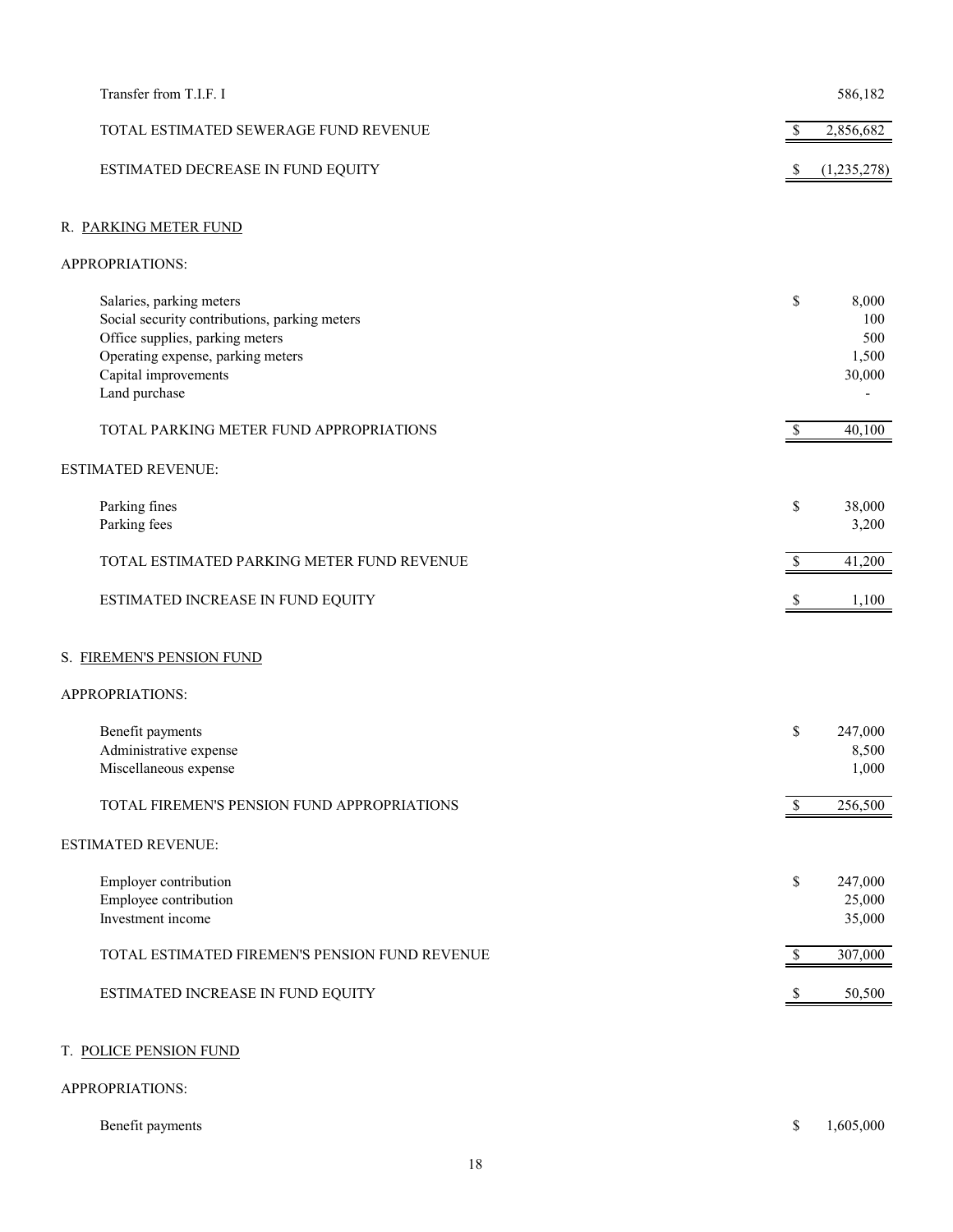| | | |
|---|---|---|
| Transfer from T.I.F. I | | 586,182 |
| TOTAL ESTIMATED SEWERAGE FUND REVENUE | $ | 2,856,682 |
| ESTIMATED DECREASE IN FUND EQUITY | $ | (1,235,278) |

R. PARKING METER FUND

APPROPRIATIONS:

| | | |
|---|---|---|
| Salaries, parking meters | $ | 8,000 |
| Social security contributions, parking meters | | 100 |
| Office supplies, parking meters | | 500 |
| Operating expense, parking meters | | 1,500 |
| Capital improvements | | 30,000 |
| Land purchase | | - |
| TOTAL PARKING METER FUND APPROPRIATIONS | $ | 40,100 |

ESTIMATED REVENUE:

| | | |
|---|---|---|
| Parking fines | $ | 38,000 |
| Parking fees | | 3,200 |
| TOTAL ESTIMATED PARKING METER FUND REVENUE | $ | 41,200 |
| ESTIMATED INCREASE IN FUND EQUITY | $ | 1,100 |

S. FIREMEN'S PENSION FUND

APPROPRIATIONS:

| | | |
|---|---|---|
| Benefit payments | $ | 247,000 |
| Administrative expense | | 8,500 |
| Miscellaneous expense | | 1,000 |
| TOTAL FIREMEN'S PENSION FUND APPROPRIATIONS | $ | 256,500 |

ESTIMATED REVENUE:

| | | |
|---|---|---|
| Employer contribution | $ | 247,000 |
| Employee contribution | | 25,000 |
| Investment income | | 35,000 |
| TOTAL ESTIMATED FIREMEN'S PENSION FUND REVENUE | $ | 307,000 |
| ESTIMATED INCREASE IN FUND EQUITY | $ | 50,500 |

T. POLICE PENSION FUND

APPROPRIATIONS:

| | | |
|---|---|---|
| Benefit payments | $ | 1,605,000 |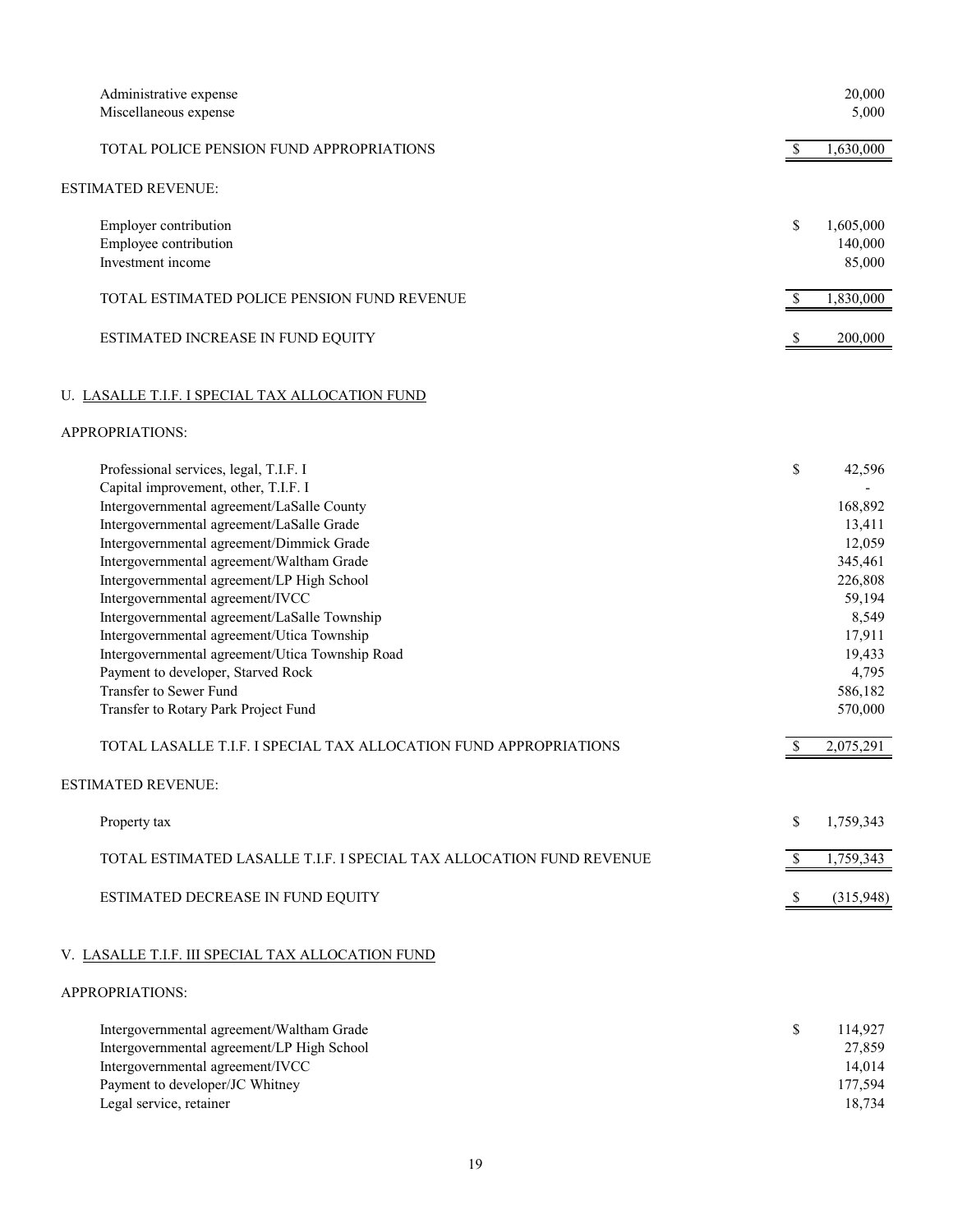| | |
|---|---|
| Administrative expense | 20,000 |
| Miscellaneous expense | 5,000 |
| TOTAL POLICE PENSION FUND APPROPRIATIONS | $ 1,630,000 |

ESTIMATED REVENUE:

| | |
|---|---|
| Employer contribution | $ 1,605,000 |
| Employee contribution | 140,000 |
| Investment income | 85,000 |
| TOTAL ESTIMATED POLICE PENSION FUND REVENUE | $ 1,830,000 |
| ESTIMATED INCREASE IN FUND EQUITY | $ 200,000 |

U. <u>LASALLE T.I.F. I SPECIAL TAX ALLOCATION FUND</u>

APPROPRIATIONS:

| | |
|---|---|
| Professional services, legal, T.I.F. I | $ 42,596 |
| Capital improvement, other, T.I.F. I | - |
| Intergovernmental agreement/LaSalle County | 168,892 |
| Intergovernmental agreement/LaSalle Grade | 13,411 |
| Intergovernmental agreement/Dimmick Grade | 12,059 |
| Intergovernmental agreement/Waltham Grade | 345,461 |
| Intergovernmental agreement/LP High School | 226,808 |
| Intergovernmental agreement/IVCC | 59,194 |
| Intergovernmental agreement/LaSalle Township | 8,549 |
| Intergovernmental agreement/Utica Township | 17,911 |
| Intergovernmental agreement/Utica Township Road | 19,433 |
| Payment to developer, Starved Rock | 4,795 |
| Transfer to Sewer Fund | 586,182 |
| Transfer to Rotary Park Project Fund | 570,000 |
| TOTAL LASALLE T.I.F. I SPECIAL TAX ALLOCATION FUND APPROPRIATIONS | $ 2,075,291 |

ESTIMATED REVENUE:

| | |
|---|---|
| Property tax | $ 1,759,343 |
| TOTAL ESTIMATED LASALLE T.I.F. I SPECIAL TAX ALLOCATION FUND REVENUE | $ 1,759,343 |
| ESTIMATED DECREASE IN FUND EQUITY | $ (315,948) |

V. <u>LASALLE T.I.F. III SPECIAL TAX ALLOCATION FUND</u>

APPROPRIATIONS:

| | |
|---|---|
| Intergovernmental agreement/Waltham Grade | $ 114,927 |
| Intergovernmental agreement/LP High School | 27,859 |
| Intergovernmental agreement/IVCC | 14,014 |
| Payment to developer/JC Whitney | 177,594 |
| Legal service, retainer | 18,734 |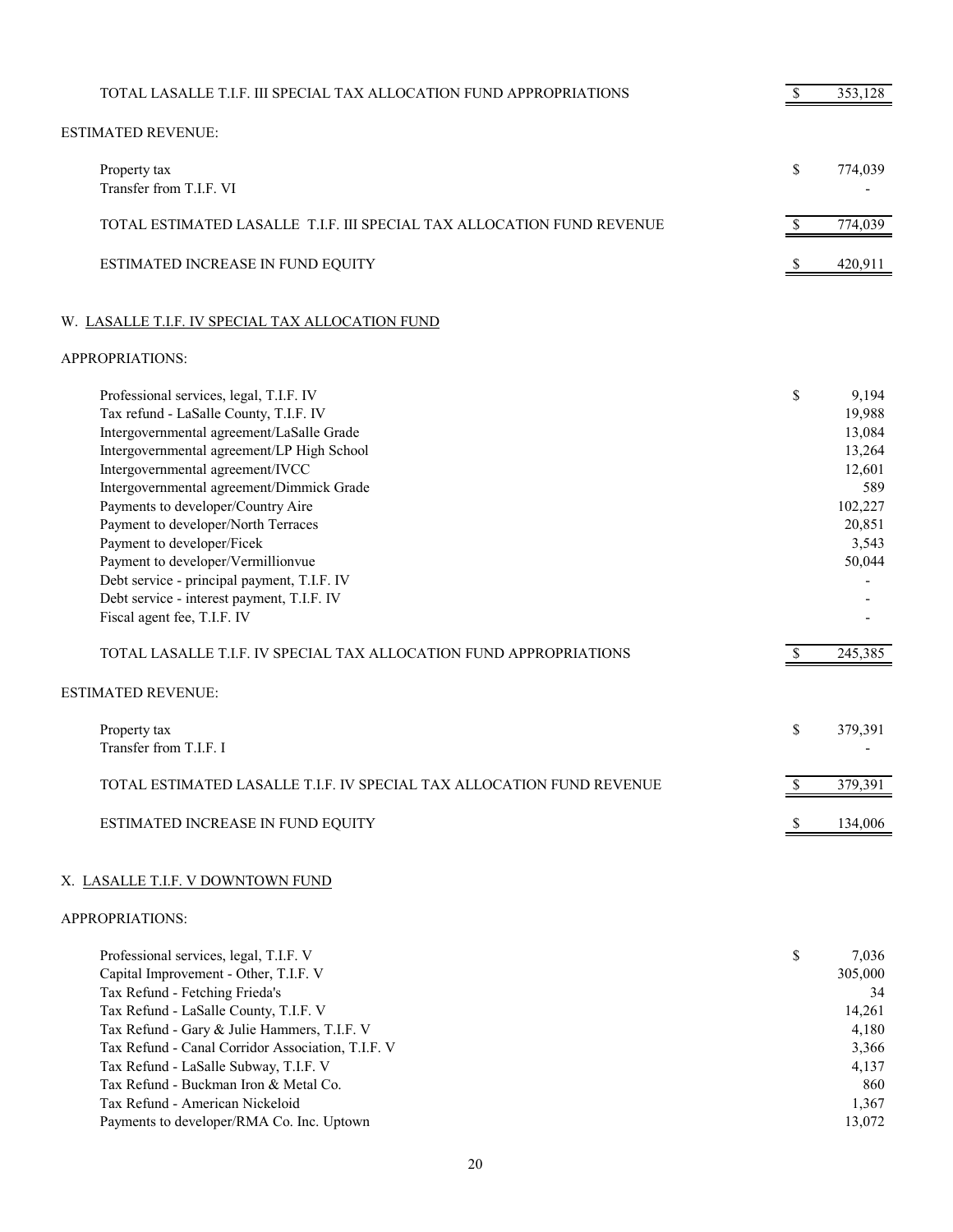| | | |
|---|---|---|
| TOTAL LASALLE T.I.F. III SPECIAL TAX ALLOCATION FUND APPROPRIATIONS | $ | 353,128 |

ESTIMATED REVENUE:

| | | |
|---|---|---|
| Property tax | $ | 774,039 |
| Transfer from T.I.F. VI | | - |
| TOTAL ESTIMATED LASALLE T.I.F. III SPECIAL TAX ALLOCATION FUND REVENUE | $ | 774,039 |
| ESTIMATED INCREASE IN FUND EQUITY | $ | 420,911 |

## W. LASALLE T.I.F. IV SPECIAL TAX ALLOCATION FUND

APPROPRIATIONS:

| | | |
|---|---|---|
| Professional services, legal, T.I.F. IV | $ | 9,194 |
| Tax refund - LaSalle County, T.I.F. IV | | 19,988 |
| Intergovernmental agreement/LaSalle Grade | | 13,084 |
| Intergovernmental agreement/LP High School | | 13,264 |
| Intergovernmental agreement/IVCC | | 12,601 |
| Intergovernmental agreement/Dimmick Grade | | 589 |
| Payments to developer/Country Aire | | 102,227 |
| Payment to developer/North Terraces | | 20,851 |
| Payment to developer/Ficek | | 3,543 |
| Payment to developer/Vermillionvue | | 50,044 |
| Debt service - principal payment, T.I.F. IV | | - |
| Debt service - interest payment, T.I.F. IV | | - |
| Fiscal agent fee, T.I.F. IV | | - |
| TOTAL LASALLE T.I.F. IV SPECIAL TAX ALLOCATION FUND APPROPRIATIONS | $ | 245,385 |

ESTIMATED REVENUE:

| | | |
|---|---|---|
| Property tax | $ | 379,391 |
| Transfer from T.I.F. I | | - |
| TOTAL ESTIMATED LASALLE T.I.F. IV SPECIAL TAX ALLOCATION FUND REVENUE | $ | 379,391 |
| ESTIMATED INCREASE IN FUND EQUITY | $ | 134,006 |

## X. LASALLE T.I.F. V DOWNTOWN FUND

APPROPRIATIONS:

| | | |
|---|---|---|
| Professional services, legal, T.I.F. V | $ | 7,036 |
| Capital Improvement - Other, T.I.F. V | | 305,000 |
| Tax Refund - Fetching Frieda's | | 34 |
| Tax Refund - LaSalle County, T.I.F. V | | 14,261 |
| Tax Refund - Gary & Julie Hammers, T.I.F. V | | 4,180 |
| Tax Refund - Canal Corridor Association, T.I.F. V | | 3,366 |
| Tax Refund - LaSalle Subway, T.I.F. V | | 4,137 |
| Tax Refund - Buckman Iron & Metal Co. | | 860 |
| Tax Refund - American Nickeloid | | 1,367 |
| Payments to developer/RMA Co. Inc. Uptown | | 13,072 |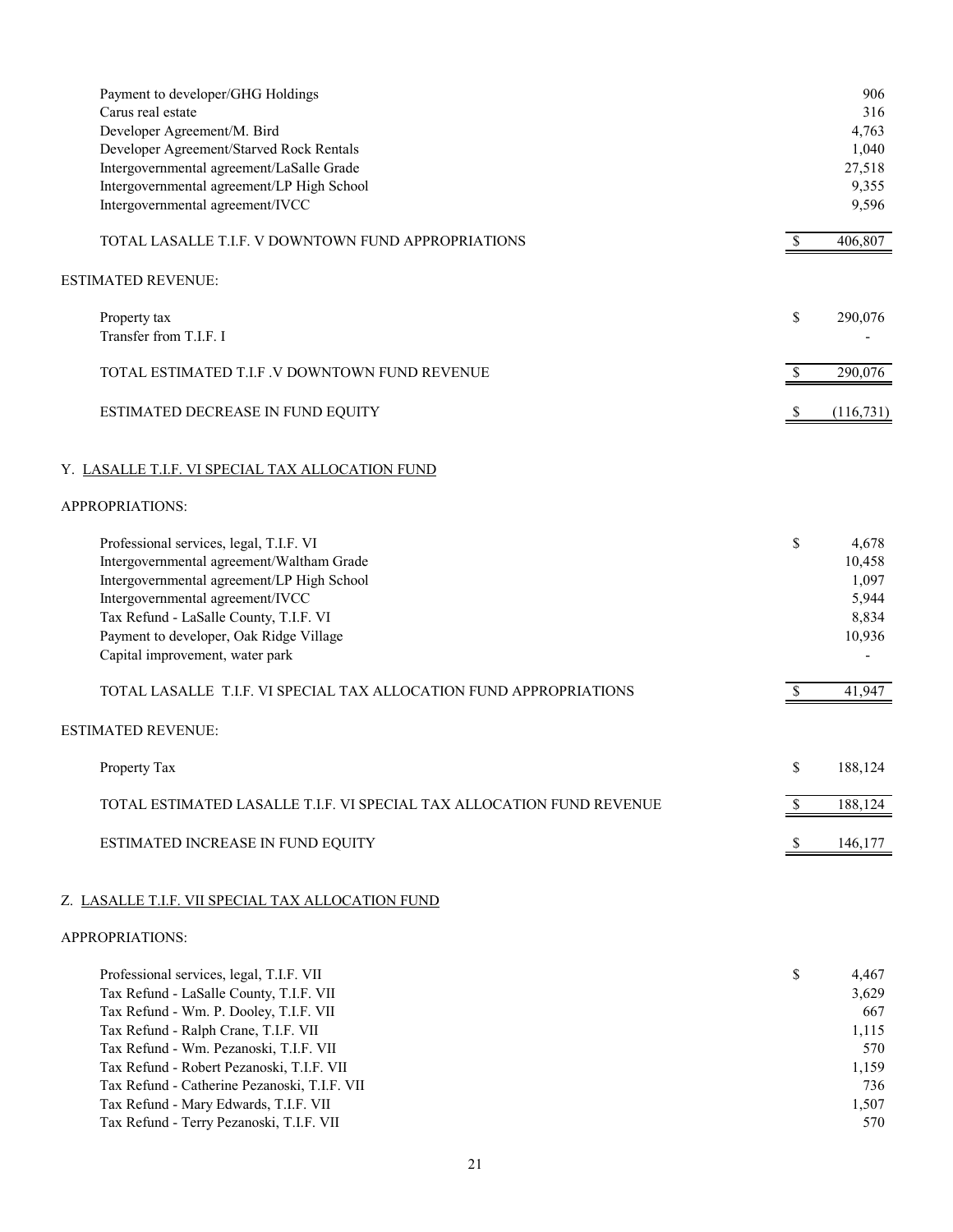| | | |
|---|---|---|
| Payment to developer/GHG Holdings | | 906 |
| Carus real estate | | 316 |
| Developer Agreement/M. Bird | | 4,763 |
| Developer Agreement/Starved Rock Rentals | | 1,040 |
| Intergovernmental agreement/LaSalle Grade | | 27,518 |
| Intergovernmental agreement/LP High School | | 9,355 |
| Intergovernmental agreement/IVCC | | 9,596 |
| TOTAL LASALLE T.I.F. V DOWNTOWN FUND APPROPRIATIONS | $ | 406,807 |

ESTIMATED REVENUE:

| | | |
|---|---|---|
| Property tax | $ | 290,076 |
| Transfer from T.I.F. I | | - |
| TOTAL ESTIMATED T.I.F .V DOWNTOWN FUND REVENUE | $ | 290,076 |
| ESTIMATED DECREASE IN FUND EQUITY | $ | (116,731) |

Y. LASALLE T.I.F. VI SPECIAL TAX ALLOCATION FUND

APPROPRIATIONS:

| | | |
|---|---|---|
| Professional services, legal, T.I.F. VI | $ | 4,678 |
| Intergovernmental agreement/Waltham Grade | | 10,458 |
| Intergovernmental agreement/LP High School | | 1,097 |
| Intergovernmental agreement/IVCC | | 5,944 |
| Tax Refund - LaSalle County, T.I.F. VI | | 8,834 |
| Payment to developer, Oak Ridge Village | | 10,936 |
| Capital improvement, water park | | - |
| TOTAL LASALLE T.I.F. VI SPECIAL TAX ALLOCATION FUND APPROPRIATIONS | $ | 41,947 |

ESTIMATED REVENUE:

| | | |
|---|---|---|
| Property Tax | $ | 188,124 |
| TOTAL ESTIMATED LASALLE T.I.F. VI SPECIAL TAX ALLOCATION FUND REVENUE | $ | 188,124 |
| ESTIMATED INCREASE IN FUND EQUITY | $ | 146,177 |

Z. LASALLE T.I.F. VII SPECIAL TAX ALLOCATION FUND

APPROPRIATIONS:

| | | |
|---|---|---|
| Professional services, legal, T.I.F. VII | $ | 4,467 |
| Tax Refund - LaSalle County, T.I.F. VII | | 3,629 |
| Tax Refund - Wm. P. Dooley, T.I.F. VII | | 667 |
| Tax Refund - Ralph Crane, T.I.F. VII | | 1,115 |
| Tax Refund - Wm. Pezanoski, T.I.F. VII | | 570 |
| Tax Refund - Robert Pezanoski, T.I.F. VII | | 1,159 |
| Tax Refund - Catherine Pezanoski, T.I.F. VII | | 736 |
| Tax Refund - Mary Edwards, T.I.F. VII | | 1,507 |
| Tax Refund - Terry Pezanoski, T.I.F. VII | | 570 |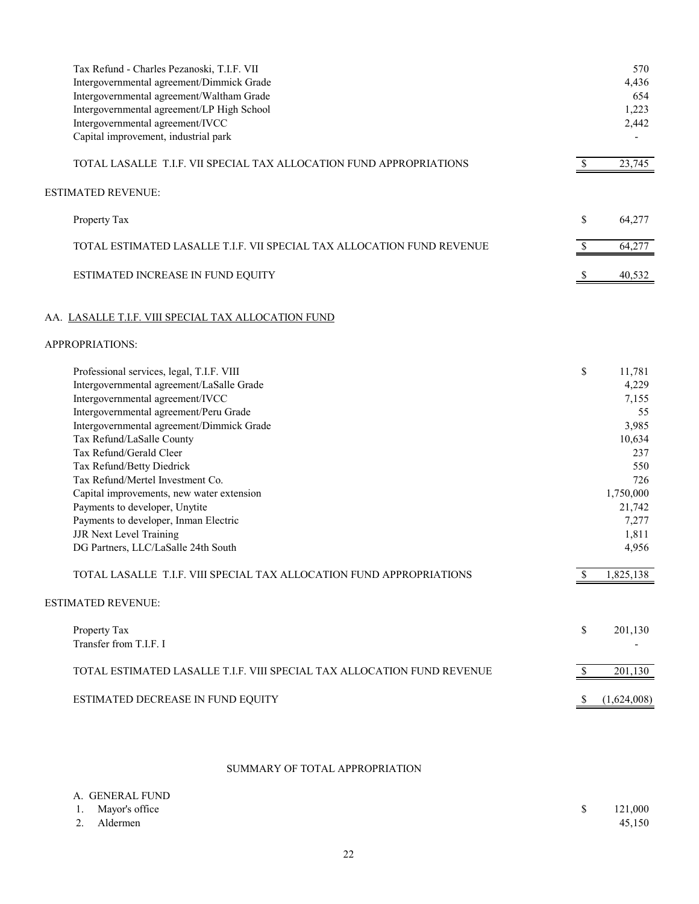| | |
|---|---|
| Tax Refund - Charles Pezanoski, T.I.F. VII | 570 |
| Intergovernmental agreement/Dimmick Grade | 4,436 |
| Intergovernmental agreement/Waltham Grade | 654 |
| Intergovernmental agreement/LP High School | 1,223 |
| Intergovernmental agreement/IVCC | 2,442 |
| Capital improvement, industrial park | - |
| TOTAL LASALLE T.I.F. VII SPECIAL TAX ALLOCATION FUND APPROPRIATIONS | $ 23,745 |

ESTIMATED REVENUE:

| | |
|---|---|
| Property Tax | $ 64,277 |
| TOTAL ESTIMATED LASALLE T.I.F. VII SPECIAL TAX ALLOCATION FUND REVENUE | $ 64,277 |
| ESTIMATED INCREASE IN FUND EQUITY | $ 40,532 |

AA. LASALLE T.I.F. VIII SPECIAL TAX ALLOCATION FUND

APPROPRIATIONS:

| | |
|---|---|
| Professional services, legal, T.I.F. VIII | $ 11,781 |
| Intergovernmental agreement/LaSalle Grade | 4,229 |
| Intergovernmental agreement/IVCC | 7,155 |
| Intergovernmental agreement/Peru Grade | 55 |
| Intergovernmental agreement/Dimmick Grade | 3,985 |
| Tax Refund/LaSalle County | 10,634 |
| Tax Refund/Gerald Cleer | 237 |
| Tax Refund/Betty Diedrick | 550 |
| Tax Refund/Mertel Investment Co. | 726 |
| Capital improvements, new water extension | 1,750,000 |
| Payments to developer, Unytite | 21,742 |
| Payments to developer, Inman Electric | 7,277 |
| JJR Next Level Training | 1,811 |
| DG Partners, LLC/LaSalle 24th South | 4,956 |
| TOTAL LASALLE T.I.F. VIII SPECIAL TAX ALLOCATION FUND APPROPRIATIONS | $ 1,825,138 |

ESTIMATED REVENUE:

| | |
|---|---|
| Property Tax | $ 201,130 |
| Transfer from T.I.F. I | - |
| TOTAL ESTIMATED LASALLE T.I.F. VIII SPECIAL TAX ALLOCATION FUND REVENUE | $ 201,130 |
| ESTIMATED DECREASE IN FUND EQUITY | $ (1,624,008) |

SUMMARY OF TOTAL APPROPRIATION

A. GENERAL FUND

| | |
|---|---|
| 1. Mayor's office | $ 121,000 |
| 2. Aldermen | 45,150 |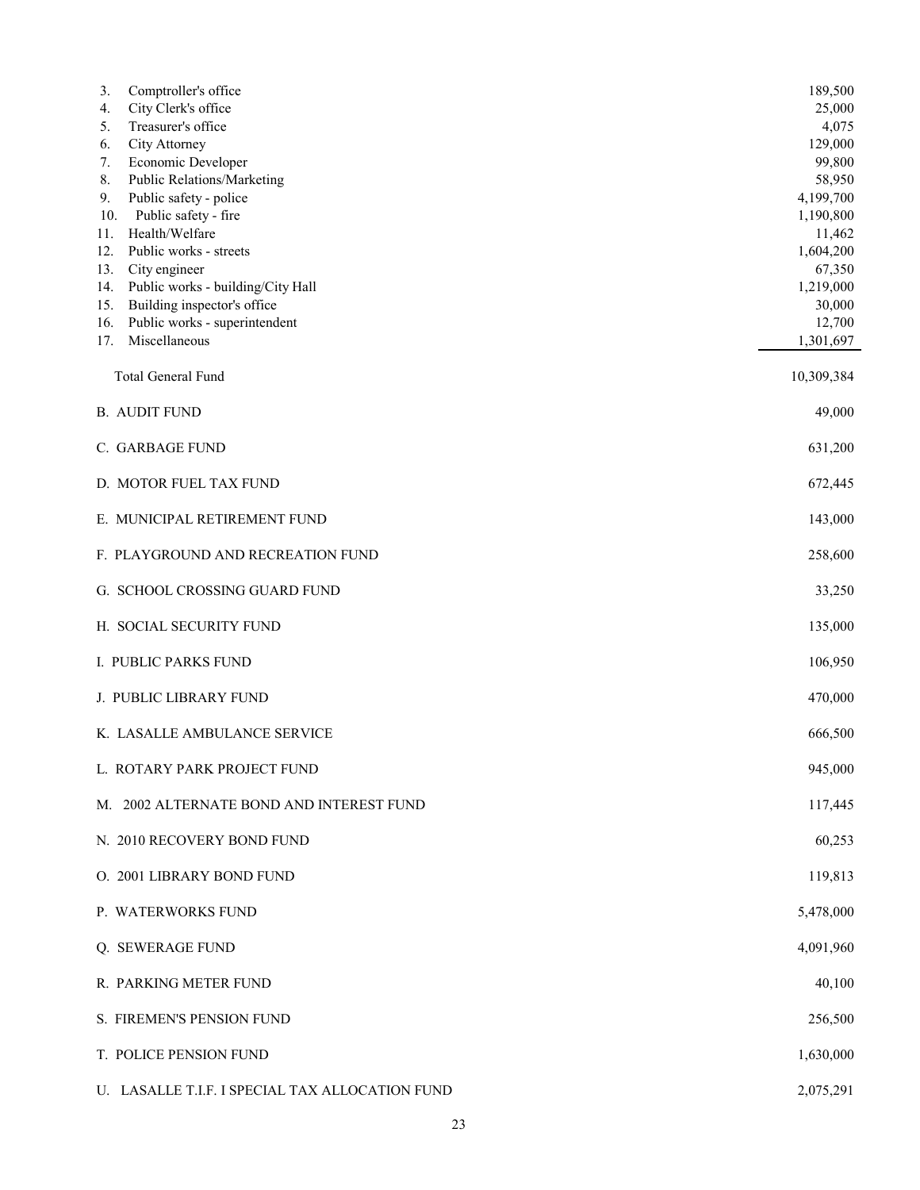| | |
|---|---|
| 3. Comptroller's office | 189,500 |
| 4. City Clerk's office | 25,000 |
| 5. Treasurer's office | 4,075 |
| 6. City Attorney | 129,000 |
| 7. Economic Developer | 99,800 |
| 8. Public Relations/Marketing | 58,950 |
| 9. Public safety - police | 4,199,700 |
| 10. Public safety - fire | 1,190,800 |
| 11. Health/Welfare | 11,462 |
| 12. Public works - streets | 1,604,200 |
| 13. City engineer | 67,350 |
| 14. Public works - building/City Hall | 1,219,000 |
| 15. Building inspector's office | 30,000 |
| 16. Public works - superintendent | 12,700 |
| 17. Miscellaneous | 1,301,697 |
| Total General Fund | 10,309,384 |
| B. AUDIT FUND | 49,000 |
| C. GARBAGE FUND | 631,200 |
| D. MOTOR FUEL TAX FUND | 672,445 |
| E. MUNICIPAL RETIREMENT FUND | 143,000 |
| F. PLAYGROUND AND RECREATION FUND | 258,600 |
| G. SCHOOL CROSSING GUARD FUND | 33,250 |
| H. SOCIAL SECURITY FUND | 135,000 |
| I. PUBLIC PARKS FUND | 106,950 |
| J. PUBLIC LIBRARY FUND | 470,000 |
| K. LASALLE AMBULANCE SERVICE | 666,500 |
| L. ROTARY PARK PROJECT FUND | 945,000 |
| M. 2002 ALTERNATE BOND AND INTEREST FUND | 117,445 |
| N. 2010 RECOVERY BOND FUND | 60,253 |
| O. 2001 LIBRARY BOND FUND | 119,813 |
| P. WATERWORKS FUND | 5,478,000 |
| Q. SEWERAGE FUND | 4,091,960 |
| R. PARKING METER FUND | 40,100 |
| S. FIREMEN'S PENSION FUND | 256,500 |
| T. POLICE PENSION FUND | 1,630,000 |
| U. LASALLE T.I.F. I SPECIAL TAX ALLOCATION FUND | 2,075,291 |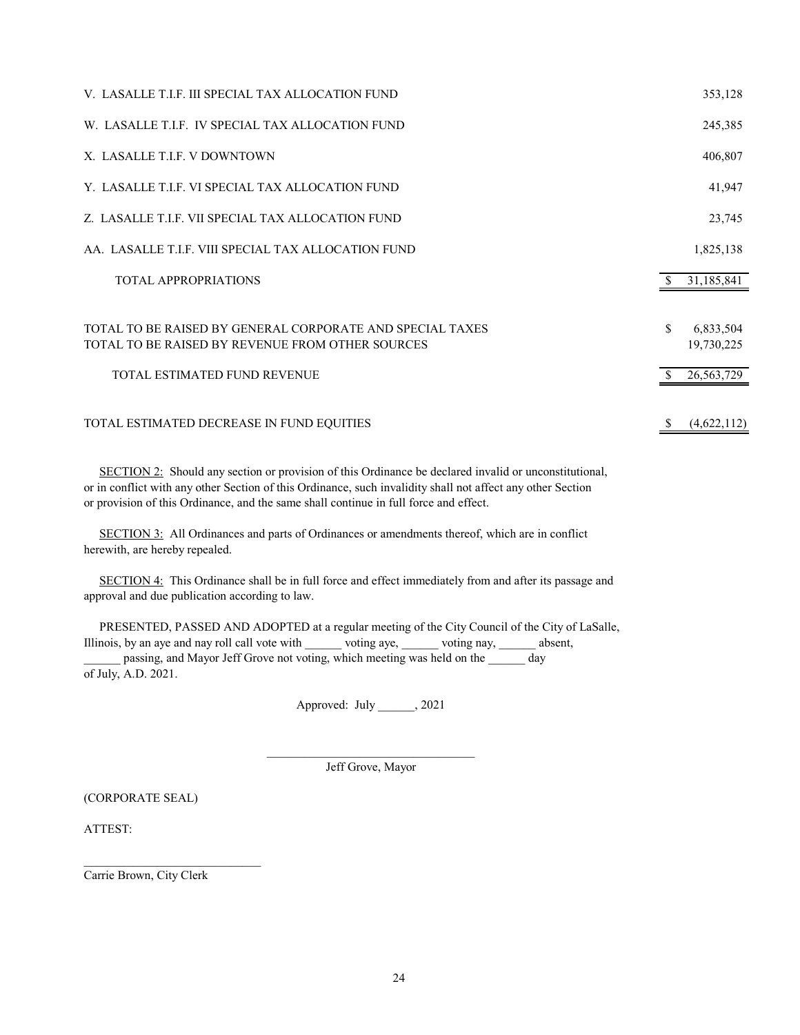| | |
|---|---|
| V. LASALLE T.I.F. III SPECIAL TAX ALLOCATION FUND | 353,128 |
| W. LASALLE T.I.F. IV SPECIAL TAX ALLOCATION FUND | 245,385 |
| X. LASALLE T.I.F. V DOWNTOWN | 406,807 |
| Y. LASALLE T.I.F. VI SPECIAL TAX ALLOCATION FUND | 41,947 |
| Z. LASALLE T.I.F. VII SPECIAL TAX ALLOCATION FUND | 23,745 |
| AA. LASALLE T.I.F. VIII SPECIAL TAX ALLOCATION FUND | 1,825,138 |
| TOTAL APPROPRIATIONS | $ 31,185,841 |
| | |
| TOTAL TO BE RAISED BY GENERAL CORPORATE AND SPECIAL TAXES | $ 6,833,504 |
| TOTAL TO BE RAISED BY REVENUE FROM OTHER SOURCES | 19,730,225 |
| TOTAL ESTIMATED FUND REVENUE | $ 26,563,729 |
| | |
| TOTAL ESTIMATED DECREASE IN FUND EQUITIES | $ (4,622,112) |

SECTION 2: Should any section or provision of this Ordinance be declared invalid or unconstitutional, or in conflict with any other Section of this Ordinance, such invalidity shall not affect any other Section or provision of this Ordinance, and the same shall continue in full force and effect.

SECTION 3: All Ordinances and parts of Ordinances or amendments thereof, which are in conflict herewith, are hereby repealed.

SECTION 4: This Ordinance shall be in full force and effect immediately from and after its passage and approval and due publication according to law.

PRESENTED, PASSED AND ADOPTED at a regular meeting of the City Council of the City of LaSalle, Illinois, by an aye and nay roll call vote with ______ voting aye, ______ voting nay, ______ absent, ______ passing, and Mayor Jeff Grove not voting, which meeting was held on the ______ day of July, A.D. 2021.

Approved: July ______, 2021

________________________________
Jeff Grove, Mayor

(CORPORATE SEAL)

ATTEST:

____________________________
Carrie Brown, City Clerk